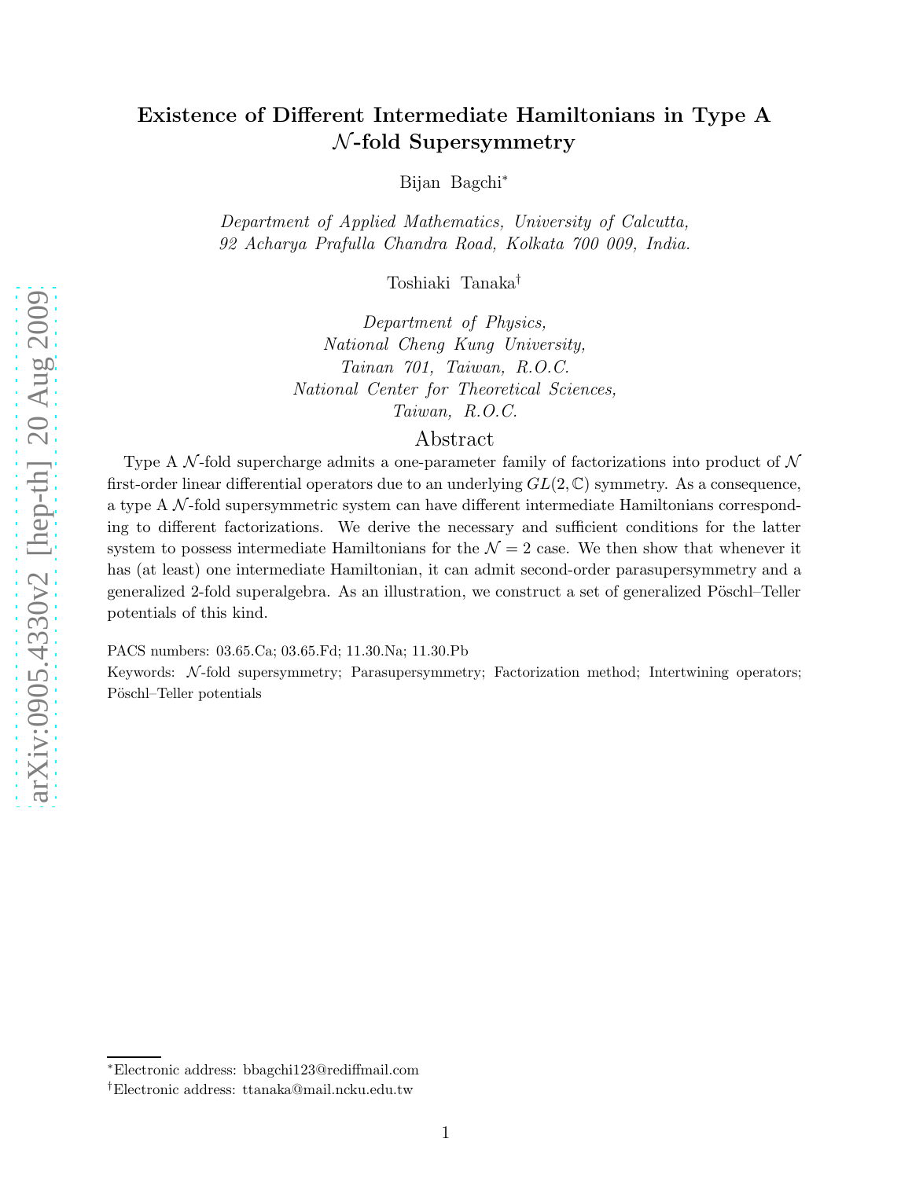# Existence of Different Intermediate Hamiltonians in Type A $\mathcal{N}$-fold Supersymmetry

Bijan Bagchi*

*Department of Applied Mathematics, University of Calcutta, 92 Acharya Prafulla Chandra Road, Kolkata 700 009, India.*

Toshiaki Tanaka†

*Department of Physics, National Cheng Kung University, Tainan 701, Taiwan, R.O.C.*
*National Center for Theoretical Sciences, Taiwan, R.O.C.*

## Abstract

Type A $\mathcal{N}$-fold supercharge admits a one-parameter family of factorizations into product of $\mathcal{N}$ first-order linear differential operators due to an underlying $GL(2,\mathbb{C})$ symmetry. As a consequence, a type A $\mathcal{N}$-fold supersymmetric system can have different intermediate Hamiltonians corresponding to different factorizations. We derive the necessary and sufficient conditions for the latter system to possess intermediate Hamiltonians for the $\mathcal{N} = 2$ case. We then show that whenever it has (at least) one intermediate Hamiltonian, it can admit second-order parasupersymmetry and a generalized 2-fold superalgebra. As an illustration, we construct a set of generalized Pöschl–Teller potentials of this kind.

PACS numbers: 03.65.Ca; 03.65.Fd; 11.30.Na; 11.30.Pb

Keywords: $\mathcal{N}$-fold supersymmetry; Parasupersymmetry; Factorization method; Intertwining operators; Pöschl–Teller potentials

*Electronic address: bbagchi123@rediffmail.com

†Electronic address: ttanaka@mail.ncku.edu.tw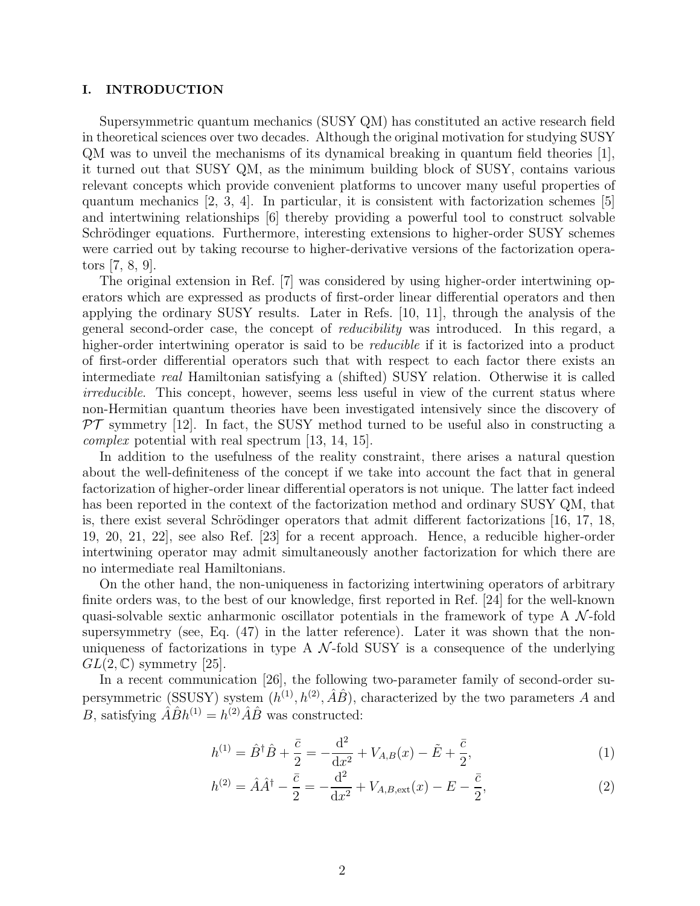## I. INTRODUCTION

Supersymmetric quantum mechanics (SUSY QM) has constituted an active research field in theoretical sciences over two decades. Although the original motivation for studying SUSY QM was to unveil the mechanisms of its dynamical breaking in quantum field theories [1], it turned out that SUSY QM, as the minimum building block of SUSY, contains various relevant concepts which provide convenient platforms to uncover many useful properties of quantum mechanics [2, 3, 4]. In particular, it is consistent with factorization schemes [5] and intertwining relationships [6] thereby providing a powerful tool to construct solvable Schrödinger equations. Furthermore, interesting extensions to higher-order SUSY schemes were carried out by taking recourse to higher-derivative versions of the factorization operators [7, 8, 9].

The original extension in Ref. [7] was considered by using higher-order intertwining operators which are expressed as products of first-order linear differential operators and then applying the ordinary SUSY results. Later in Refs. [10, 11], through the analysis of the general second-order case, the concept of *reducibility* was introduced. In this regard, a higher-order intertwining operator is said to be *reducible* if it is factorized into a product of first-order differential operators such that with respect to each factor there exists an intermediate *real* Hamiltonian satisfying a (shifted) SUSY relation. Otherwise it is called *irreducible*. This concept, however, seems less useful in view of the current status where non-Hermitian quantum theories have been investigated intensively since the discovery of $\mathcal{PT}$ symmetry [12]. In fact, the SUSY method turned to be useful also in constructing a *complex* potential with real spectrum [13, 14, 15].

In addition to the usefulness of the reality constraint, there arises a natural question about the well-definiteness of the concept if we take into account the fact that in general factorization of higher-order linear differential operators is not unique. The latter fact indeed has been reported in the context of the factorization method and ordinary SUSY QM, that is, there exist several Schrödinger operators that admit different factorizations [16, 17, 18, 19, 20, 21, 22], see also Ref. [23] for a recent approach. Hence, a reducible higher-order intertwining operator may admit simultaneously another factorization for which there are no intermediate real Hamiltonians.

On the other hand, the non-uniqueness in factorizing intertwining operators of arbitrary finite orders was, to the best of our knowledge, first reported in Ref. [24] for the well-known quasi-solvable sextic anharmonic oscillator potentials in the framework of type A $\mathcal{N}$-fold supersymmetry (see, Eq. (47) in the latter reference). Later it was shown that the non-uniqueness of factorizations in type A $\mathcal{N}$-fold SUSY is a consequence of the underlying $GL(2,\mathbb{C})$ symmetry [25].

In a recent communication [26], the following two-parameter family of second-order supersymmetric (SSUSY) system $(h^{(1)}, h^{(2)}, \hat{A}\hat{B})$, characterized by the two parameters $A$ and $B$, satisfying $\hat{A}\hat{B}h^{(1)} = h^{(2)}\hat{A}\hat{B}$ was constructed:

$$h^{(1)} = \hat{B}^{\dagger}\hat{B} + \frac{\bar{c}}{2} = -\frac{\mathrm{d}^2}{\mathrm{d}x^2} + V_{A,B}(x) - \tilde{E} + \frac{\bar{c}}{2}, \tag{1}$$

$$h^{(2)} = \hat{A}\hat{A}^{\dagger} - \frac{\bar{c}}{2} = -\frac{\mathrm{d}^2}{\mathrm{d}x^2} + V_{A,B,\mathrm{ext}}(x) - E - \frac{\bar{c}}{2}, \tag{2}$$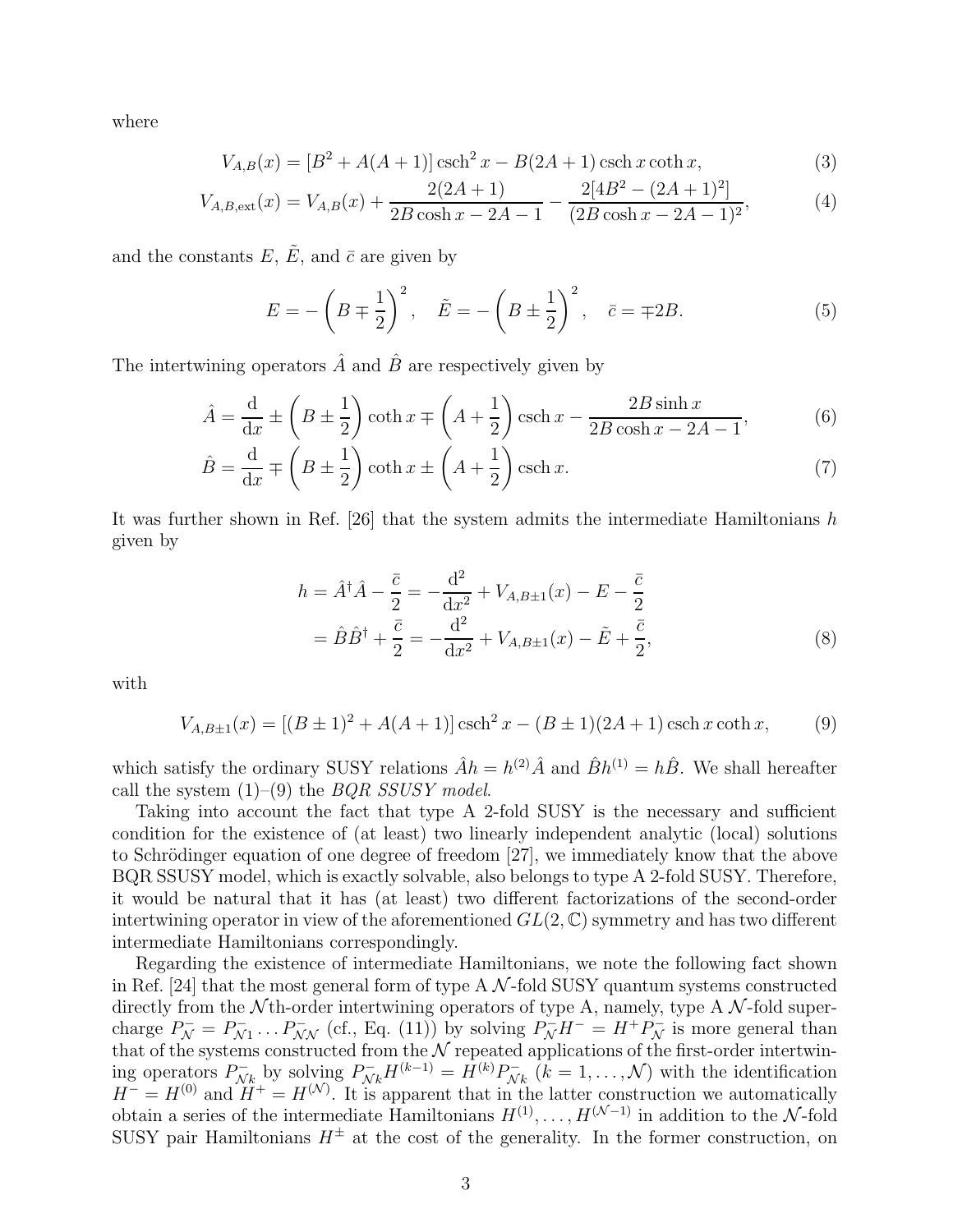where

$$V_{A,B}(x) = [B^2 + A(A+1)] \operatorname{csch}^2 x - B(2A+1) \operatorname{csch} x \coth x, \tag{3}$$

$$V_{A,B,\mathrm{ext}}(x) = V_{A,B}(x) + \frac{2(2A+1)}{2B\cosh x - 2A - 1} - \frac{2[4B^2 - (2A+1)^2]}{(2B\cosh x - 2A - 1)^2}, \tag{4}$$

and the constants $E$, $\tilde{E}$, and $\bar{c}$ are given by

$$E = -\left(B \mp \frac{1}{2}\right)^2, \quad \tilde{E} = -\left(B \pm \frac{1}{2}\right)^2, \quad \bar{c} = \mp 2B. \tag{5}$$

The intertwining operators $\hat{A}$ and $\hat{B}$ are respectively given by

$$\hat{A} = \frac{\mathrm{d}}{\mathrm{d}x} \pm \left(B \pm \frac{1}{2}\right)\coth x \mp \left(A + \frac{1}{2}\right)\operatorname{csch} x - \frac{2B\sinh x}{2B\cosh x - 2A - 1}, \tag{6}$$

$$\hat{B} = \frac{\mathrm{d}}{\mathrm{d}x} \mp \left(B \pm \frac{1}{2}\right)\coth x \pm \left(A + \frac{1}{2}\right)\operatorname{csch} x. \tag{7}$$

It was further shown in Ref. [26] that the system admits the intermediate Hamiltonians $h$ given by

$$\begin{aligned} h = \hat{A}^{\dagger}\hat{A} - \frac{\bar{c}}{2} &= -\frac{\mathrm{d}^2}{\mathrm{d}x^2} + V_{A,B\pm 1}(x) - E - \frac{\bar{c}}{2} \\ = \hat{B}\hat{B}^{\dagger} + \frac{\bar{c}}{2} &= -\frac{\mathrm{d}^2}{\mathrm{d}x^2} + V_{A,B\pm 1}(x) - \tilde{E} + \frac{\bar{c}}{2}, \end{aligned} \tag{8}$$

with

$$V_{A,B\pm 1}(x) = [(B\pm 1)^2 + A(A+1)]\operatorname{csch}^2 x - (B \pm 1)(2A+1)\operatorname{csch} x \coth x, \tag{9}$$

which satisfy the ordinary SUSY relations $\hat{A}h = h^{(2)}\hat{A}$ and $\hat{B}h^{(1)} = h\hat{B}$. We shall hereafter call the system (1)–(9) the *BQR SSUSY model*.

Taking into account the fact that type A 2-fold SUSY is the necessary and sufficient condition for the existence of (at least) two linearly independent analytic (local) solutions to Schrödinger equation of one degree of freedom [27], we immediately know that the above BQR SSUSY model, which is exactly solvable, also belongs to type A 2-fold SUSY. Therefore, it would be natural that it has (at least) two different factorizations of the second-order intertwining operator in view of the aforementioned $GL(2,\mathbb{C})$ symmetry and has two different intermediate Hamiltonians correspondingly.

Regarding the existence of intermediate Hamiltonians, we note the following fact shown in Ref. [24] that the most general form of type A $\mathcal{N}$-fold SUSY quantum systems constructed directly from the $\mathcal{N}$th-order intertwining operators of type A, namely, type A $\mathcal{N}$-fold supercharge $P_{\mathcal{N}}^{-} = P_{\mathcal{N}1}^{-} \dots P_{\mathcal{N}\mathcal{N}}^{-}$ (cf., Eq. (11)) by solving $P_{\mathcal{N}}^{-}H^{-} = H^{+}P_{\mathcal{N}}^{-}$ is more general than that of the systems constructed from the $\mathcal{N}$ repeated applications of the first-order intertwining operators $P_{\mathcal{N}k}^{-}$ by solving $P_{\mathcal{N}k}^{-}H^{(k-1)} = H^{(k)}P_{\mathcal{N}k}^{-}$ ($k = 1, \dots, \mathcal{N}$) with the identification $H^{-} = H^{(0)}$ and $H^{+} = H^{(\mathcal{N})}$. It is apparent that in the latter construction we automatically obtain a series of the intermediate Hamiltonians $H^{(1)}, \dots, H^{(\mathcal{N}-1)}$ in addition to the $\mathcal{N}$-fold SUSY pair Hamiltonians $H^{\pm}$ at the cost of the generality. In the former construction, on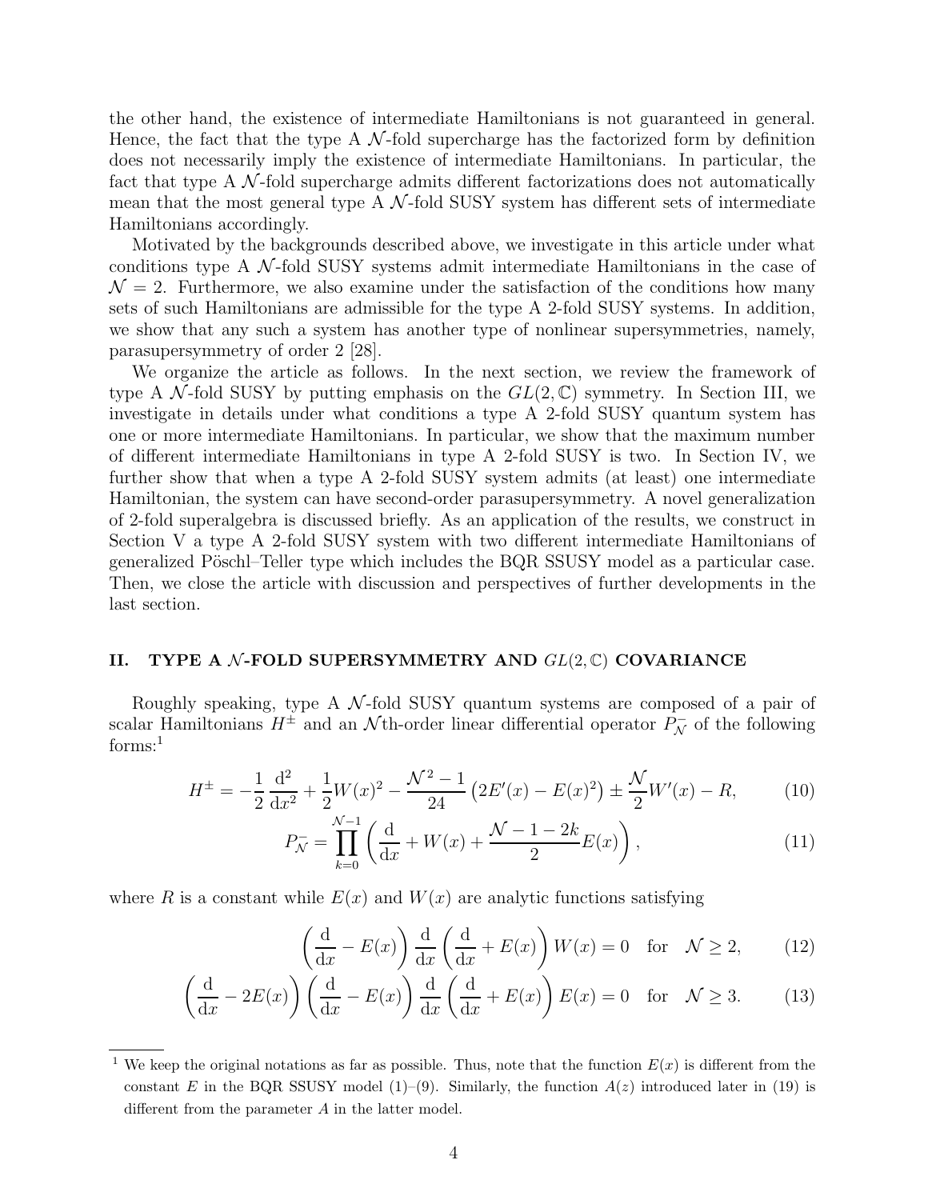the other hand, the existence of intermediate Hamiltonians is not guaranteed in general. Hence, the fact that the type A $\mathcal{N}$-fold supercharge has the factorized form by definition does not necessarily imply the existence of intermediate Hamiltonians. In particular, the fact that type A $\mathcal{N}$-fold supercharge admits different factorizations does not automatically mean that the most general type A $\mathcal{N}$-fold SUSY system has different sets of intermediate Hamiltonians accordingly.

Motivated by the backgrounds described above, we investigate in this article under what conditions type A $\mathcal{N}$-fold SUSY systems admit intermediate Hamiltonians in the case of $\mathcal{N} = 2$. Furthermore, we also examine under the satisfaction of the conditions how many sets of such Hamiltonians are admissible for the type A 2-fold SUSY systems. In addition, we show that any such a system has another type of nonlinear supersymmetries, namely, parasupersymmetry of order 2 [28].

We organize the article as follows. In the next section, we review the framework of type A $\mathcal{N}$-fold SUSY by putting emphasis on the $GL(2,\mathbb{C})$ symmetry. In Section III, we investigate in details under what conditions a type A 2-fold SUSY quantum system has one or more intermediate Hamiltonians. In particular, we show that the maximum number of different intermediate Hamiltonians in type A 2-fold SUSY is two. In Section IV, we further show that when a type A 2-fold SUSY system admits (at least) one intermediate Hamiltonian, the system can have second-order parasupersymmetry. A novel generalization of 2-fold superalgebra is discussed briefly. As an application of the results, we construct in Section V a type A 2-fold SUSY system with two different intermediate Hamiltonians of generalized Pöschl–Teller type which includes the BQR SSUSY model as a particular case. Then, we close the article with discussion and perspectives of further developments in the last section.

## II. TYPE A $\mathcal{N}$-FOLD SUPERSYMMETRY AND $GL(2,\mathbb{C})$ COVARIANCE

Roughly speaking, type A $\mathcal{N}$-fold SUSY quantum systems are composed of a pair of scalar Hamiltonians $H^{\pm}$ and an $\mathcal{N}$th-order linear differential operator $P_{\mathcal{N}}^{-}$ of the following forms:[1]

$$H^{\pm} = -\frac{1}{2}\frac{\mathrm{d}^2}{\mathrm{d}x^2} + \frac{1}{2}W(x)^2 - \frac{\mathcal{N}^2-1}{24}\left(2E'(x) - E(x)^2\right) \pm \frac{\mathcal{N}}{2}W'(x) - R, \tag{10}$$

$$P_{\mathcal{N}}^{-} = \prod_{k=0}^{\mathcal{N}-1}\left(\frac{\mathrm{d}}{\mathrm{d}x} + W(x) + \frac{\mathcal{N}-1-2k}{2}E(x)\right), \tag{11}$$

where $R$ is a constant while $E(x)$ and $W(x)$ are analytic functions satisfying

$$\left(\frac{\mathrm{d}}{\mathrm{d}x} - E(x)\right)\frac{\mathrm{d}}{\mathrm{d}x}\left(\frac{\mathrm{d}}{\mathrm{d}x} + E(x)\right)W(x) = 0 \quad \text{for} \quad \mathcal{N} \geq 2, \tag{12}$$

$$\left(\frac{\mathrm{d}}{\mathrm{d}x} - 2E(x)\right)\left(\frac{\mathrm{d}}{\mathrm{d}x} - E(x)\right)\frac{\mathrm{d}}{\mathrm{d}x}\left(\frac{\mathrm{d}}{\mathrm{d}x} + E(x)\right)E(x) = 0 \quad \text{for} \quad \mathcal{N} \geq 3. \tag{13}$$

---

[1] We keep the original notations as far as possible. Thus, note that the function $E(x)$ is different from the constant $E$ in the BQR SSUSY model (1)–(9). Similarly, the function $A(z)$ introduced later in (19) is different from the parameter $A$ in the latter model.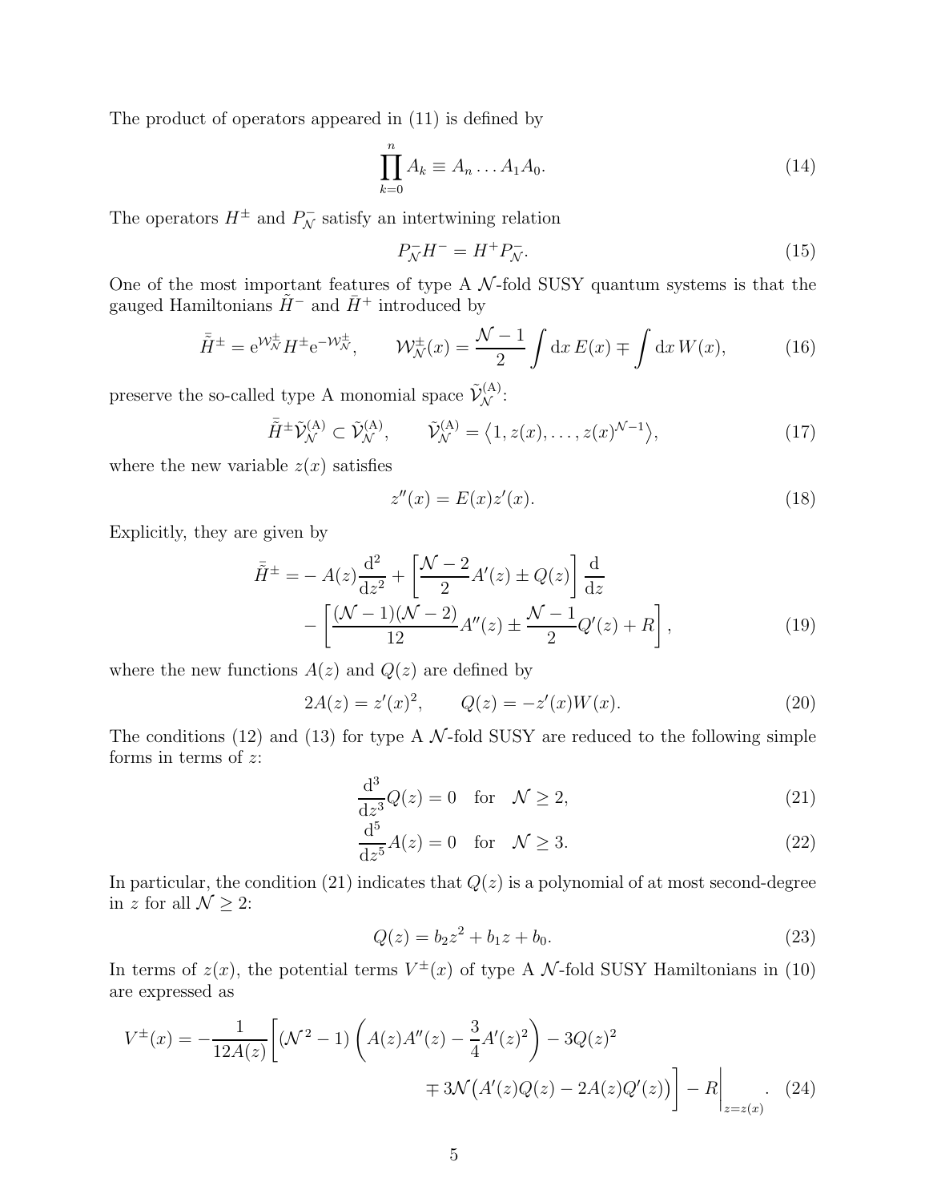The product of operators appeared in (11) is defined by

$$\prod_{k=0}^{n} A_k \equiv A_n \dots A_1 A_0. \tag{14}$$

The operators $H^{\pm}$ and $P_{\mathcal{N}}^{-}$ satisfy an intertwining relation

$$P_{\mathcal{N}}^{-} H^{-} = H^{+} P_{\mathcal{N}}^{-}. \tag{15}$$

One of the most important features of type A $\mathcal{N}$-fold SUSY quantum systems is that the gauged Hamiltonians $\tilde{H}^{-}$ and $\bar{H}^{+}$ introduced by

$$\bar{\tilde{H}}^{\pm} = \mathrm{e}^{\mathcal{W}_{\mathcal{N}}^{\pm}} H^{\pm} \mathrm{e}^{-\mathcal{W}_{\mathcal{N}}^{\pm}}, \qquad \mathcal{W}_{\mathcal{N}}^{\pm}(x) = \frac{\mathcal{N}-1}{2} \int \mathrm{d}x\, E(x) \mp \int \mathrm{d}x\, W(x), \tag{16}$$

preserve the so-called type A monomial space $\tilde{\mathcal{V}}_{\mathcal{N}}^{(\mathrm{A})}$:

$$\bar{\tilde{H}}^{\pm} \tilde{\mathcal{V}}_{\mathcal{N}}^{(\mathrm{A})} \subset \tilde{\mathcal{V}}_{\mathcal{N}}^{(\mathrm{A})}, \qquad \tilde{\mathcal{V}}_{\mathcal{N}}^{(\mathrm{A})} = \left\langle 1, z(x), \dots, z(x)^{\mathcal{N}-1} \right\rangle, \tag{17}$$

where the new variable $z(x)$ satisfies

$$z''(x) = E(x) z'(x). \tag{18}$$

Explicitly, they are given by

$$\begin{aligned} \bar{\tilde{H}}^{\pm} = & - A(z) \frac{\mathrm{d}^2}{\mathrm{d}z^2} + \left[ \frac{\mathcal{N}-2}{2} A'(z) \pm Q(z) \right] \frac{\mathrm{d}}{\mathrm{d}z} \\ & - \left[ \frac{(\mathcal{N}-1)(\mathcal{N}-2)}{12} A''(z) \pm \frac{\mathcal{N}-1}{2} Q'(z) + R \right], \end{aligned} \tag{19}$$

where the new functions $A(z)$ and $Q(z)$ are defined by

$$2A(z) = z'(x)^2, \qquad Q(z) = -z'(x) W(x). \tag{20}$$

The conditions (12) and (13) for type A $\mathcal{N}$-fold SUSY are reduced to the following simple forms in terms of $z$:

$$\frac{\mathrm{d}^3}{\mathrm{d}z^3} Q(z) = 0 \quad \text{for} \quad \mathcal{N} \geq 2, \tag{21}$$

$$\frac{\mathrm{d}^5}{\mathrm{d}z^5} A(z) = 0 \quad \text{for} \quad \mathcal{N} \geq 3. \tag{22}$$

In particular, the condition (21) indicates that $Q(z)$ is a polynomial of at most second-degree in $z$ for all $\mathcal{N} \geq 2$:

$$Q(z) = b_2 z^2 + b_1 z + b_0. \tag{23}$$

In terms of $z(x)$, the potential terms $V^{\pm}(x)$ of type A $\mathcal{N}$-fold SUSY Hamiltonians in (10) are expressed as

$$\begin{aligned} V^{\pm}(x) = -\frac{1}{12A(z)} \bigg[ & (\mathcal{N}^2 - 1) \left( A(z) A''(z) - \frac{3}{4} A'(z)^2 \right) - 3Q(z)^2 \\ & \mp 3\mathcal{N} \big( A'(z) Q(z) - 2A(z) Q'(z) \big) \bigg] - R \bigg|_{z=z(x)}. \end{aligned} \tag{24}$$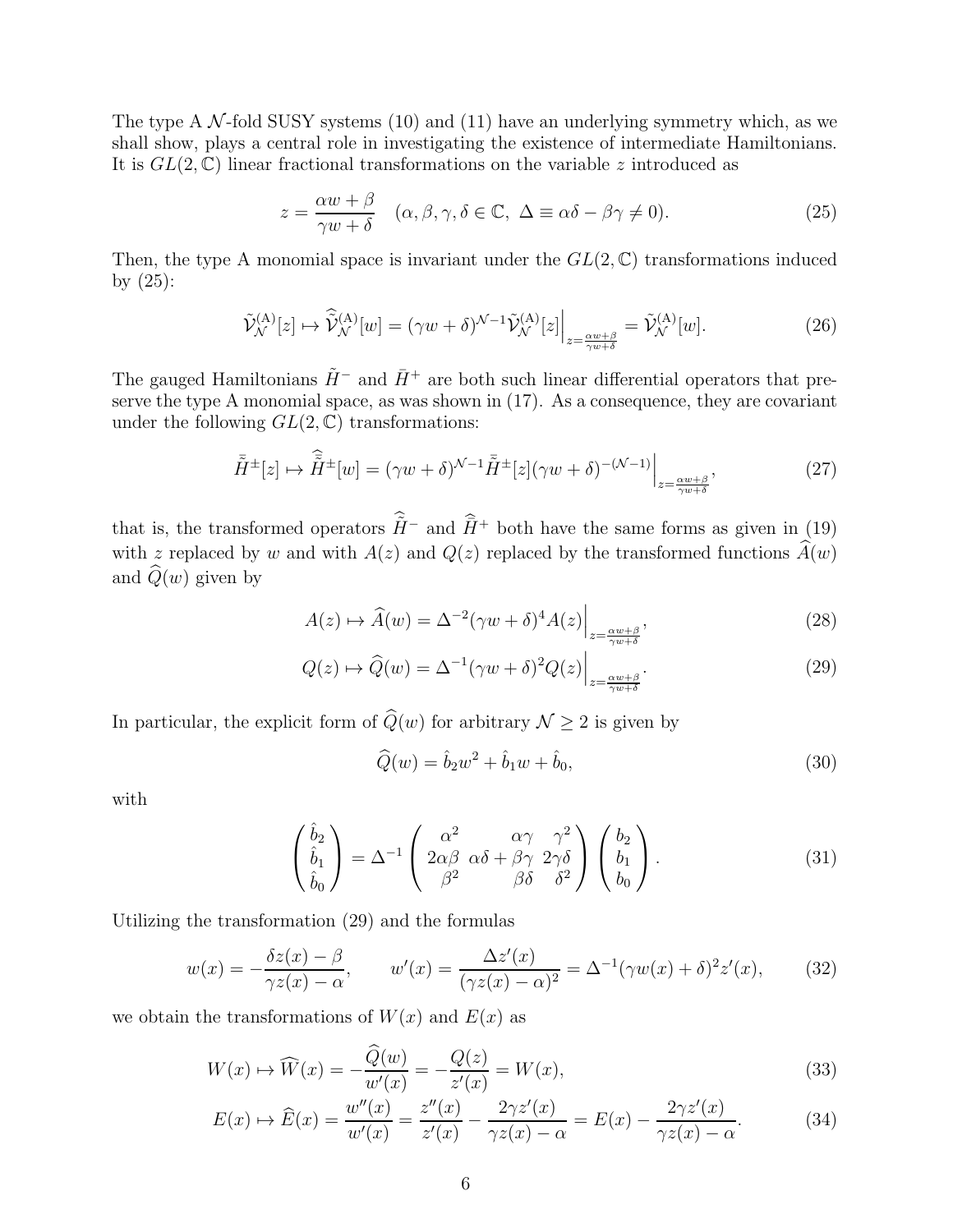The type A $\mathcal{N}$-fold SUSY systems (10) and (11) have an underlying symmetry which, as we shall show, plays a central role in investigating the existence of intermediate Hamiltonians. It is $GL(2,\mathbb{C})$ linear fractional transformations on the variable $z$ introduced as

$$z = \frac{\alpha w + \beta}{\gamma w + \delta} \quad (\alpha, \beta, \gamma, \delta \in \mathbb{C},\ \Delta \equiv \alpha\delta - \beta\gamma \neq 0). \tag{25}$$

Then, the type A monomial space is invariant under the $GL(2,\mathbb{C})$ transformations induced by (25):

$$\tilde{\mathcal{V}}_{\mathcal{N}}^{(\mathrm{A})}[z] \mapsto \widehat{\tilde{\mathcal{V}}}_{\mathcal{N}}^{(\mathrm{A})}[w] = (\gamma w + \delta)^{\mathcal{N}-1} \tilde{\mathcal{V}}_{\mathcal{N}}^{(\mathrm{A})}[z] \Big|_{z=\frac{\alpha w + \beta}{\gamma w + \delta}} = \tilde{\mathcal{V}}_{\mathcal{N}}^{(\mathrm{A})}[w]. \tag{26}$$

The gauged Hamiltonians $\tilde{H}^-$ and $\bar{H}^+$ are both such linear differential operators that preserve the type A monomial space, as was shown in (17). As a consequence, they are covariant under the following $GL(2,\mathbb{C})$ transformations:

$$\bar{\tilde{H}}^{\pm}[z] \mapsto \widehat{\bar{\tilde{H}}}^{\pm}[w] = (\gamma w + \delta)^{\mathcal{N}-1} \bar{\tilde{H}}^{\pm}[z] (\gamma w + \delta)^{-(\mathcal{N}-1)} \Big|_{z=\frac{\alpha w + \beta}{\gamma w + \delta}}, \tag{27}$$

that is, the transformed operators $\widehat{\tilde{H}}^-$ and $\widehat{\bar{H}}^+$ both have the same forms as given in (19) with $z$ replaced by $w$ and with $A(z)$ and $Q(z)$ replaced by the transformed functions $\widehat{A}(w)$ and $\widehat{Q}(w)$ given by

$$A(z) \mapsto \widehat{A}(w) = \Delta^{-2} (\gamma w + \delta)^4 A(z) \Big|_{z=\frac{\alpha w + \beta}{\gamma w + \delta}}, \tag{28}$$

$$Q(z) \mapsto \widehat{Q}(w) = \Delta^{-1} (\gamma w + \delta)^2 Q(z) \Big|_{z=\frac{\alpha w + \beta}{\gamma w + \delta}}. \tag{29}$$

In particular, the explicit form of $\widehat{Q}(w)$ for arbitrary $\mathcal{N} \geq 2$ is given by

$$\widehat{Q}(w) = \hat{b}_2 w^2 + \hat{b}_1 w + \hat{b}_0, \tag{30}$$

with

$$\begin{pmatrix} \hat{b}_2 \\ \hat{b}_1 \\ \hat{b}_0 \end{pmatrix} = \Delta^{-1} \begin{pmatrix} \alpha^2 & \alpha\gamma & \gamma^2 \\ 2\alpha\beta & \alpha\delta + \beta\gamma & 2\gamma\delta \\ \beta^2 & \beta\delta & \delta^2 \end{pmatrix} \begin{pmatrix} b_2 \\ b_1 \\ b_0 \end{pmatrix}. \tag{31}$$

Utilizing the transformation (29) and the formulas

$$w(x) = -\frac{\delta z(x) - \beta}{\gamma z(x) - \alpha}, \qquad w'(x) = \frac{\Delta z'(x)}{(\gamma z(x) - \alpha)^2} = \Delta^{-1} (\gamma w(x) + \delta)^2 z'(x), \tag{32}$$

we obtain the transformations of $W(x)$ and $E(x)$ as

$$W(x) \mapsto \widehat{W}(x) = -\frac{\widehat{Q}(w)}{w'(x)} = -\frac{Q(z)}{z'(x)} = W(x), \tag{33}$$

$$E(x) \mapsto \widehat{E}(x) = \frac{w''(x)}{w'(x)} = \frac{z''(x)}{z'(x)} - \frac{2\gamma z'(x)}{\gamma z(x) - \alpha} = E(x) - \frac{2\gamma z'(x)}{\gamma z(x) - \alpha}. \tag{34}$$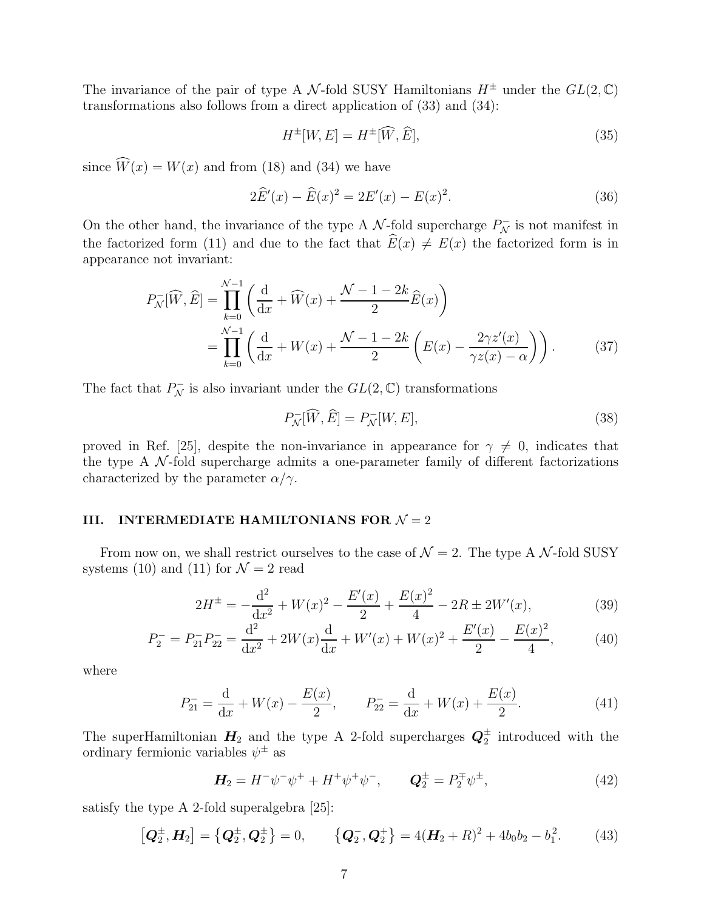The invariance of the pair of type A $\mathcal{N}$-fold SUSY Hamiltonians $H^{\pm}$ under the $GL(2,\mathbb{C})$ transformations also follows from a direct application of (33) and (34):

$$H^{\pm}[W,E] = H^{\pm}[\widehat{W},\widehat{E}], \tag{35}$$

since $\widehat{W}(x) = W(x)$ and from (18) and (34) we have

$$2\widehat{E}'(x) - \widehat{E}(x)^2 = 2E'(x) - E(x)^2. \tag{36}$$

On the other hand, the invariance of the type A $\mathcal{N}$-fold supercharge $P_{\mathcal{N}}^{-}$ is not manifest in the factorized form (11) and due to the fact that $\widehat{E}(x) \neq E(x)$ the factorized form is in appearance not invariant:

$$\begin{aligned} P_{\mathcal{N}}^{-}[\widehat{W},\widehat{E}] &= \prod_{k=0}^{\mathcal{N}-1}\left(\frac{\mathrm{d}}{\mathrm{d}x} + \widehat{W}(x) + \frac{\mathcal{N}-1-2k}{2}\widehat{E}(x)\right) \\ &= \prod_{k=0}^{\mathcal{N}-1}\left(\frac{\mathrm{d}}{\mathrm{d}x} + W(x) + \frac{\mathcal{N}-1-2k}{2}\left(E(x) - \frac{2\gamma z'(x)}{\gamma z(x) - \alpha}\right)\right). \end{aligned} \tag{37}$$

The fact that $P_{\mathcal{N}}^{-}$ is also invariant under the $GL(2,\mathbb{C})$ transformations

$$P_{\mathcal{N}}^{-}[\widehat{W},\widehat{E}] = P_{\mathcal{N}}^{-}[W,E], \tag{38}$$

proved in Ref. [25], despite the non-invariance in appearance for $\gamma \neq 0$, indicates that the type A $\mathcal{N}$-fold supercharge admits a one-parameter family of different factorizations characterized by the parameter $\alpha/\gamma$.

## III. INTERMEDIATE HAMILTONIANS FOR $\mathcal{N} = 2$

From now on, we shall restrict ourselves to the case of $\mathcal{N} = 2$. The type A $\mathcal{N}$-fold SUSY systems (10) and (11) for $\mathcal{N} = 2$ read

$$2H^{\pm} = -\frac{\mathrm{d}^2}{\mathrm{d}x^2} + W(x)^2 - \frac{E'(x)}{2} + \frac{E(x)^2}{4} - 2R \pm 2W'(x), \tag{39}$$

$$P_2^{-} = P_{21}^{-}P_{22}^{-} = \frac{\mathrm{d}^2}{\mathrm{d}x^2} + 2W(x)\frac{\mathrm{d}}{\mathrm{d}x} + W'(x) + W(x)^2 + \frac{E'(x)}{2} - \frac{E(x)^2}{4}, \tag{40}$$

where

$$P_{21}^{-} = \frac{\mathrm{d}}{\mathrm{d}x} + W(x) - \frac{E(x)}{2}, \qquad P_{22}^{-} = \frac{\mathrm{d}}{\mathrm{d}x} + W(x) + \frac{E(x)}{2}. \tag{41}$$

The superHamiltonian $\boldsymbol{H}_2$ and the type A 2-fold supercharges $\boldsymbol{Q}_2^{\pm}$ introduced with the ordinary fermionic variables $\psi^{\pm}$ as

$$\boldsymbol{H}_2 = H^{-}\psi^{-}\psi^{+} + H^{+}\psi^{+}\psi^{-}, \qquad \boldsymbol{Q}_2^{\pm} = P_2^{\mp}\psi^{\pm}, \tag{42}$$

satisfy the type A 2-fold superalgebra [25]:

$$\left[\boldsymbol{Q}_2^{\pm}, \boldsymbol{H}_2\right] = \left\{\boldsymbol{Q}_2^{\pm}, \boldsymbol{Q}_2^{\pm}\right\} = 0, \qquad \left\{\boldsymbol{Q}_2^{-}, \boldsymbol{Q}_2^{+}\right\} = 4(\boldsymbol{H}_2 + R)^2 + 4b_0b_2 - b_1^2. \tag{43}$$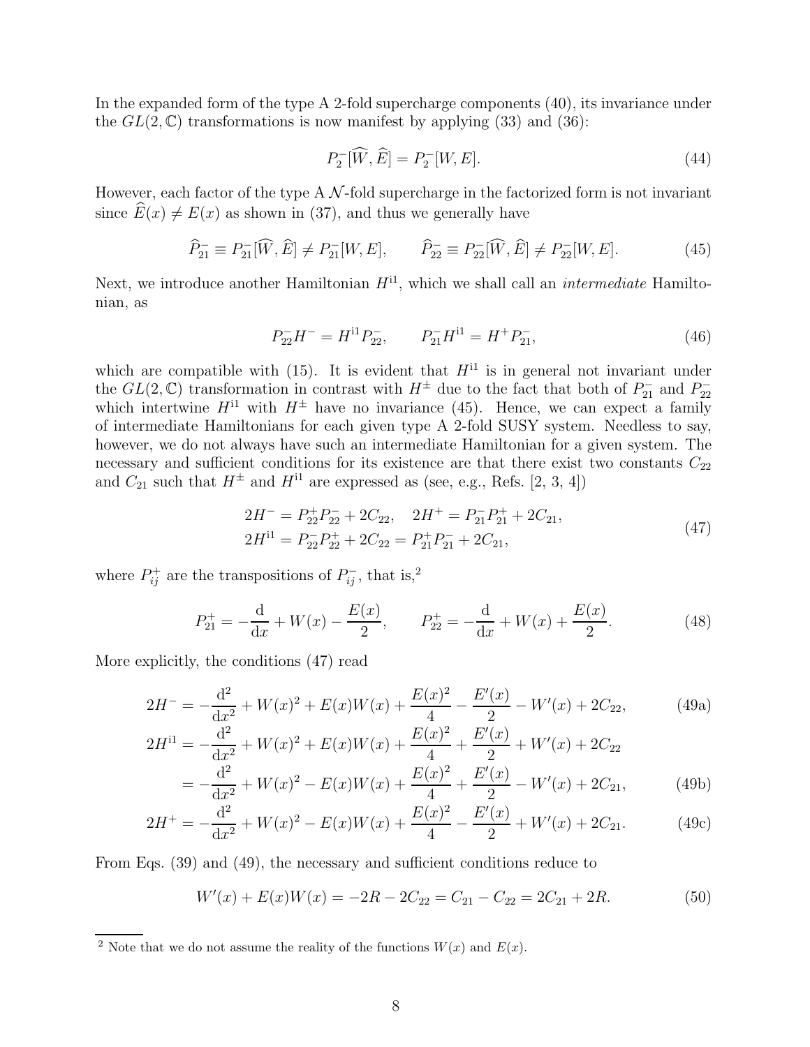In the expanded form of the type A 2-fold supercharge components (40), its invariance under the $GL(2,\mathbb{C})$ transformations is now manifest by applying (33) and (36):

$$
P_2^-[\widehat{W},\widehat{E}] = P_2^-[W,E]. \tag{44}
$$

However, each factor of the type A $\mathcal{N}$-fold supercharge in the factorized form is not invariant since $\widehat{E}(x) \neq E(x)$ as shown in (37), and thus we generally have

$$
\widehat{P}_{21}^- \equiv P_{21}^-[\widehat{W},\widehat{E}] \neq P_{21}^-[W,E], \qquad \widehat{P}_{22}^- \equiv P_{22}^-[\widehat{W},\widehat{E}] \neq P_{22}^-[W,E]. \tag{45}
$$

Next, we introduce another Hamiltonian $H^{\mathrm{i}1}$, which we shall call an *intermediate* Hamiltonian, as

$$
P_{22}^- H^- = H^{\mathrm{i}1} P_{22}^-, \qquad P_{21}^- H^{\mathrm{i}1} = H^+ P_{21}^-, \tag{46}
$$

which are compatible with (15). It is evident that $H^{\mathrm{i}1}$ is in general not invariant under the $GL(2,\mathbb{C})$ transformation in contrast with $H^{\pm}$ due to the fact that both of $P_{21}^-$ and $P_{22}^-$ which intertwine $H^{\mathrm{i}1}$ with $H^{\pm}$ have no invariance (45). Hence, we can expect a family of intermediate Hamiltonians for each given type A 2-fold SUSY system. Needless to say, however, we do not always have such an intermediate Hamiltonian for a given system. The necessary and sufficient conditions for its existence are that there exist two constants $C_{22}$ and $C_{21}$ such that $H^{\pm}$ and $H^{\mathrm{i}1}$ are expressed as (see, e.g., Refs. [2, 3, 4])

$$
\begin{aligned}
&2H^- = P_{22}^+ P_{22}^- + 2C_{22}, \quad 2H^+ = P_{21}^- P_{21}^+ + 2C_{21}, \\
&2H^{\mathrm{i}1} = P_{22}^- P_{22}^+ + 2C_{22} = P_{21}^+ P_{21}^- + 2C_{21},
\end{aligned} \tag{47}
$$

where $P_{ij}^+$ are the transpositions of $P_{ij}^-$, that is,[2]

$$
P_{21}^+ = -\frac{\mathrm{d}}{\mathrm{d}x} + W(x) - \frac{E(x)}{2}, \qquad P_{22}^+ = -\frac{\mathrm{d}}{\mathrm{d}x} + W(x) + \frac{E(x)}{2}. \tag{48}
$$

More explicitly, the conditions (47) read

$$
2H^- = -\frac{\mathrm{d}^2}{\mathrm{d}x^2} + W(x)^2 + E(x)W(x) + \frac{E(x)^2}{4} - \frac{E'(x)}{2} - W'(x) + 2C_{22}, \tag{49a}
$$

$$
\begin{aligned}
2H^{\mathrm{i}1} &= -\frac{\mathrm{d}^2}{\mathrm{d}x^2} + W(x)^2 + E(x)W(x) + \frac{E(x)^2}{4} + \frac{E'(x)}{2} + W'(x) + 2C_{22} \\
&= -\frac{\mathrm{d}^2}{\mathrm{d}x^2} + W(x)^2 - E(x)W(x) + \frac{E(x)^2}{4} + \frac{E'(x)}{2} - W'(x) + 2C_{21},
\end{aligned} \tag{49b}
$$

$$
2H^+ = -\frac{\mathrm{d}^2}{\mathrm{d}x^2} + W(x)^2 - E(x)W(x) + \frac{E(x)^2}{4} - \frac{E'(x)}{2} + W'(x) + 2C_{21}. \tag{49c}
$$

From Eqs. (39) and (49), the necessary and sufficient conditions reduce to

$$
W'(x) + E(x)W(x) = -2R - 2C_{22} = C_{21} - C_{22} = 2C_{21} + 2R. \tag{50}
$$

[2] Note that we do not assume the reality of the functions $W(x)$ and $E(x)$.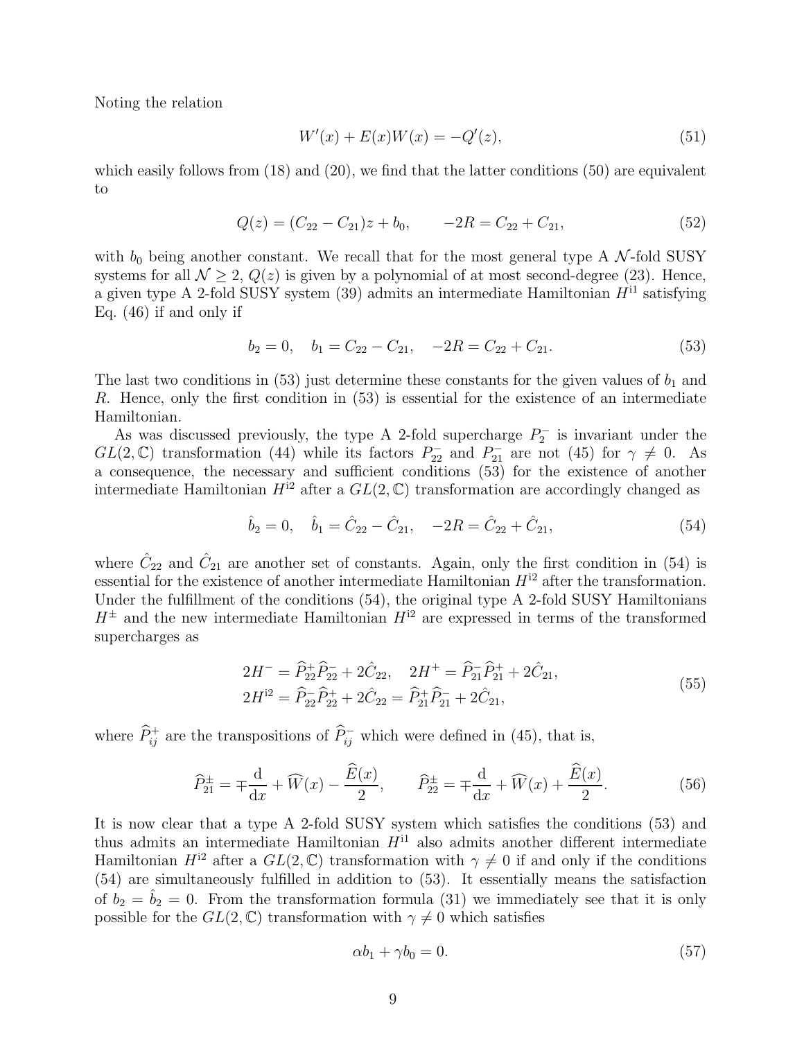Noting the relation

$$W'(x) + E(x)W(x) = -Q'(z), \tag{51}$$

which easily follows from (18) and (20), we find that the latter conditions (50) are equivalent to

$$Q(z) = (C_{22} - C_{21})z + b_0, \qquad -2R = C_{22} + C_{21}, \tag{52}$$

with $b_0$ being another constant. We recall that for the most general type A $\mathcal{N}$-fold SUSY systems for all $\mathcal{N} \geq 2$, $Q(z)$ is given by a polynomial of at most second-degree (23). Hence, a given type A 2-fold SUSY system (39) admits an intermediate Hamiltonian $H^{\text{i}1}$ satisfying Eq. (46) if and only if

$$b_2 = 0, \quad b_1 = C_{22} - C_{21}, \quad -2R = C_{22} + C_{21}. \tag{53}$$

The last two conditions in (53) just determine these constants for the given values of $b_1$ and $R$. Hence, only the first condition in (53) is essential for the existence of an intermediate Hamiltonian.

As was discussed previously, the type A 2-fold supercharge $P_2^-$ is invariant under the $GL(2, \mathbb{C})$ transformation (44) while its factors $P_{22}^-$ and $P_{21}^-$ are not (45) for $\gamma \neq 0$. As a consequence, the necessary and sufficient conditions (53) for the existence of another intermediate Hamiltonian $H^{\text{i}2}$ after a $GL(2, \mathbb{C})$ transformation are accordingly changed as

$$\hat{b}_2 = 0, \quad \hat{b}_1 = \hat{C}_{22} - \hat{C}_{21}, \quad -2R = \hat{C}_{22} + \hat{C}_{21}, \tag{54}$$

where $\hat{C}_{22}$ and $\hat{C}_{21}$ are another set of constants. Again, only the first condition in (54) is essential for the existence of another intermediate Hamiltonian $H^{\text{i}2}$ after the transformation. Under the fulfillment of the conditions (54), the original type A 2-fold SUSY Hamiltonians $H^\pm$ and the new intermediate Hamiltonian $H^{\text{i}2}$ are expressed in terms of the transformed supercharges as

$$\begin{aligned} 2H^- &= \widehat{P}_{22}^+ \widehat{P}_{22}^- + 2\hat{C}_{22}, \quad 2H^+ = \widehat{P}_{21}^- \widehat{P}_{21}^+ + 2\hat{C}_{21}, \\ 2H^{\text{i}2} &= \widehat{P}_{22}^- \widehat{P}_{22}^+ + 2\hat{C}_{22} = \widehat{P}_{21}^+ \widehat{P}_{21}^- + 2\hat{C}_{21}, \end{aligned} \tag{55}$$

where $\widehat{P}_{ij}^+$ are the transpositions of $\widehat{P}_{ij}^-$ which were defined in (45), that is,

$$\widehat{P}_{21}^\pm = \mp \frac{\mathrm{d}}{\mathrm{d}x} + \widehat{W}(x) - \frac{\widehat{E}(x)}{2}, \qquad \widehat{P}_{22}^\pm = \mp \frac{\mathrm{d}}{\mathrm{d}x} + \widehat{W}(x) + \frac{\widehat{E}(x)}{2}. \tag{56}$$

It is now clear that a type A 2-fold SUSY system which satisfies the conditions (53) and thus admits an intermediate Hamiltonian $H^{\text{i}1}$ also admits another different intermediate Hamiltonian $H^{\text{i}2}$ after a $GL(2, \mathbb{C})$ transformation with $\gamma \neq 0$ if and only if the conditions (54) are simultaneously fulfilled in addition to (53). It essentially means the satisfaction of $b_2 = \hat{b}_2 = 0$. From the transformation formula (31) we immediately see that it is only possible for the $GL(2, \mathbb{C})$ transformation with $\gamma \neq 0$ which satisfies

$$\alpha b_1 + \gamma b_0 = 0. \tag{57}$$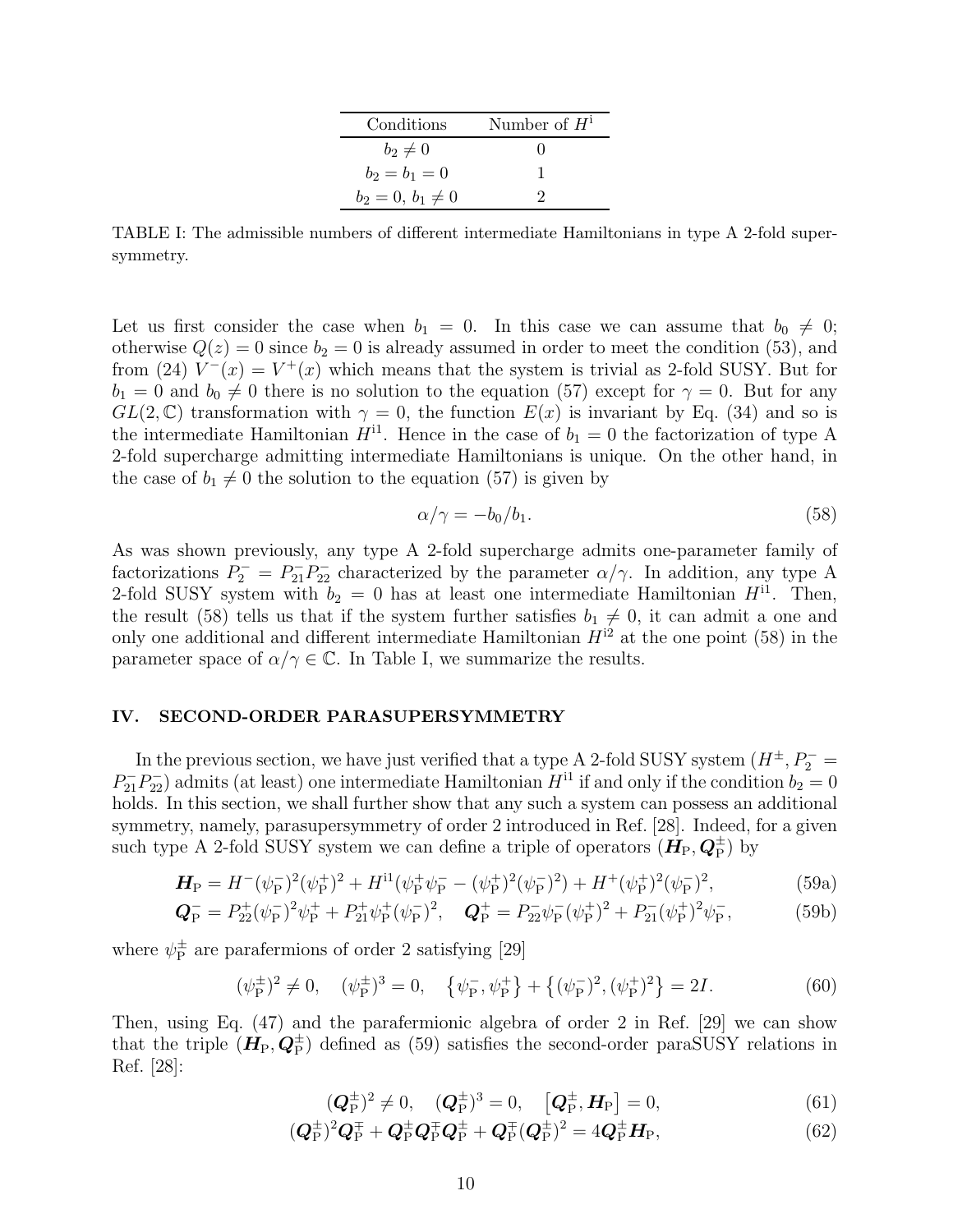| Conditions | Number of $H^{\mathrm{i}}$ |
| --- | --- |
| $b_2 \neq 0$ | 0 |
| $b_2 = b_1 = 0$ | 1 |
| $b_2 = 0,\, b_1 \neq 0$ | 2 |

TABLE I: The admissible numbers of different intermediate Hamiltonians in type A 2-fold supersymmetry.

Let us first consider the case when $b_1 = 0$. In this case we can assume that $b_0 \neq 0$; otherwise $Q(z) = 0$ since $b_2 = 0$ is already assumed in order to meet the condition (53), and from (24) $V^-(x) = V^+(x)$ which means that the system is trivial as 2-fold SUSY. But for $b_1 = 0$ and $b_0 \neq 0$ there is no solution to the equation (57) except for $\gamma = 0$. But for any $GL(2, \mathbb{C})$ transformation with $\gamma = 0$, the function $E(x)$ is invariant by Eq. (34) and so is the intermediate Hamiltonian $H^{\mathrm{i}1}$. Hence in the case of $b_1 = 0$ the factorization of type A 2-fold supercharge admitting intermediate Hamiltonians is unique. On the other hand, in the case of $b_1 \neq 0$ the solution to the equation (57) is given by

$$\alpha/\gamma = -b_0/b_1. \tag{58}$$

As was shown previously, any type A 2-fold supercharge admits one-parameter family of factorizations $P_2^- = P_{21}^- P_{22}^-$ characterized by the parameter $\alpha/\gamma$. In addition, any type A 2-fold SUSY system with $b_2 = 0$ has at least one intermediate Hamiltonian $H^{\mathrm{i}1}$. Then, the result (58) tells us that if the system further satisfies $b_1 \neq 0$, it can admit a one and only one additional and different intermediate Hamiltonian $H^{\mathrm{i}2}$ at the one point (58) in the parameter space of $\alpha/\gamma \in \mathbb{C}$. In Table I, we summarize the results.

## IV. SECOND-ORDER PARASUPERSYMMETRY

In the previous section, we have just verified that a type A 2-fold SUSY system ($H^\pm, P_2^- = P_{21}^- P_{22}^-$) admits (at least) one intermediate Hamiltonian $H^{\mathrm{i}1}$ if and only if the condition $b_2 = 0$ holds. In this section, we shall further show that any such a system can possess an additional symmetry, namely, parasupersymmetry of order 2 introduced in Ref. [28]. Indeed, for a given such type A 2-fold SUSY system we can define a triple of operators $(\boldsymbol{H}_{\mathrm{P}}, \boldsymbol{Q}_{\mathrm{P}}^\pm)$ by

$$\boldsymbol{H}_{\mathrm{P}} = H^-(\psi_{\mathrm{P}}^-)^2(\psi_{\mathrm{P}}^+)^2 + H^{\mathrm{i}1}(\psi_{\mathrm{P}}^+\psi_{\mathrm{P}}^- - (\psi_{\mathrm{P}}^+)^2(\psi_{\mathrm{P}}^-)^2) + H^+(\psi_{\mathrm{P}}^+)^2(\psi_{\mathrm{P}}^-)^2, \tag{59a}$$

$$\boldsymbol{Q}_{\mathrm{P}}^- = P_{22}^+(\psi_{\mathrm{P}}^-)^2\psi_{\mathrm{P}}^+ + P_{21}^+\psi_{\mathrm{P}}^+(\psi_{\mathrm{P}}^-)^2, \quad \boldsymbol{Q}_{\mathrm{P}}^+ = P_{22}^-\psi_{\mathrm{P}}^-(\psi_{\mathrm{P}}^+)^2 + P_{21}^-(\psi_{\mathrm{P}}^+)^2\psi_{\mathrm{P}}^-, \tag{59b}$$

where $\psi_{\mathrm{P}}^\pm$ are parafermions of order 2 satisfying [29]

$$(\psi_{\mathrm{P}}^\pm)^2 \neq 0, \quad (\psi_{\mathrm{P}}^\pm)^3 = 0, \quad \left\{\psi_{\mathrm{P}}^-, \psi_{\mathrm{P}}^+\right\} + \left\{(\psi_{\mathrm{P}}^-)^2, (\psi_{\mathrm{P}}^+)^2\right\} = 2I. \tag{60}$$

Then, using Eq. (47) and the parafermionic algebra of order 2 in Ref. [29] we can show that the triple $(\boldsymbol{H}_{\mathrm{P}}, \boldsymbol{Q}_{\mathrm{P}}^\pm)$ defined as (59) satisfies the second-order paraSUSY relations in Ref. [28]:

$$(\boldsymbol{Q}_{\mathrm{P}}^\pm)^2 \neq 0, \quad (\boldsymbol{Q}_{\mathrm{P}}^\pm)^3 = 0, \quad \left[\boldsymbol{Q}_{\mathrm{P}}^\pm, \boldsymbol{H}_{\mathrm{P}}\right] = 0, \tag{61}$$

$$(\boldsymbol{Q}_{\mathrm{P}}^\pm)^2\boldsymbol{Q}_{\mathrm{P}}^\mp + \boldsymbol{Q}_{\mathrm{P}}^\pm\boldsymbol{Q}_{\mathrm{P}}^\mp\boldsymbol{Q}_{\mathrm{P}}^\pm + \boldsymbol{Q}_{\mathrm{P}}^\mp(\boldsymbol{Q}_{\mathrm{P}}^\pm)^2 = 4\boldsymbol{Q}_{\mathrm{P}}^\pm\boldsymbol{H}_{\mathrm{P}}, \tag{62}$$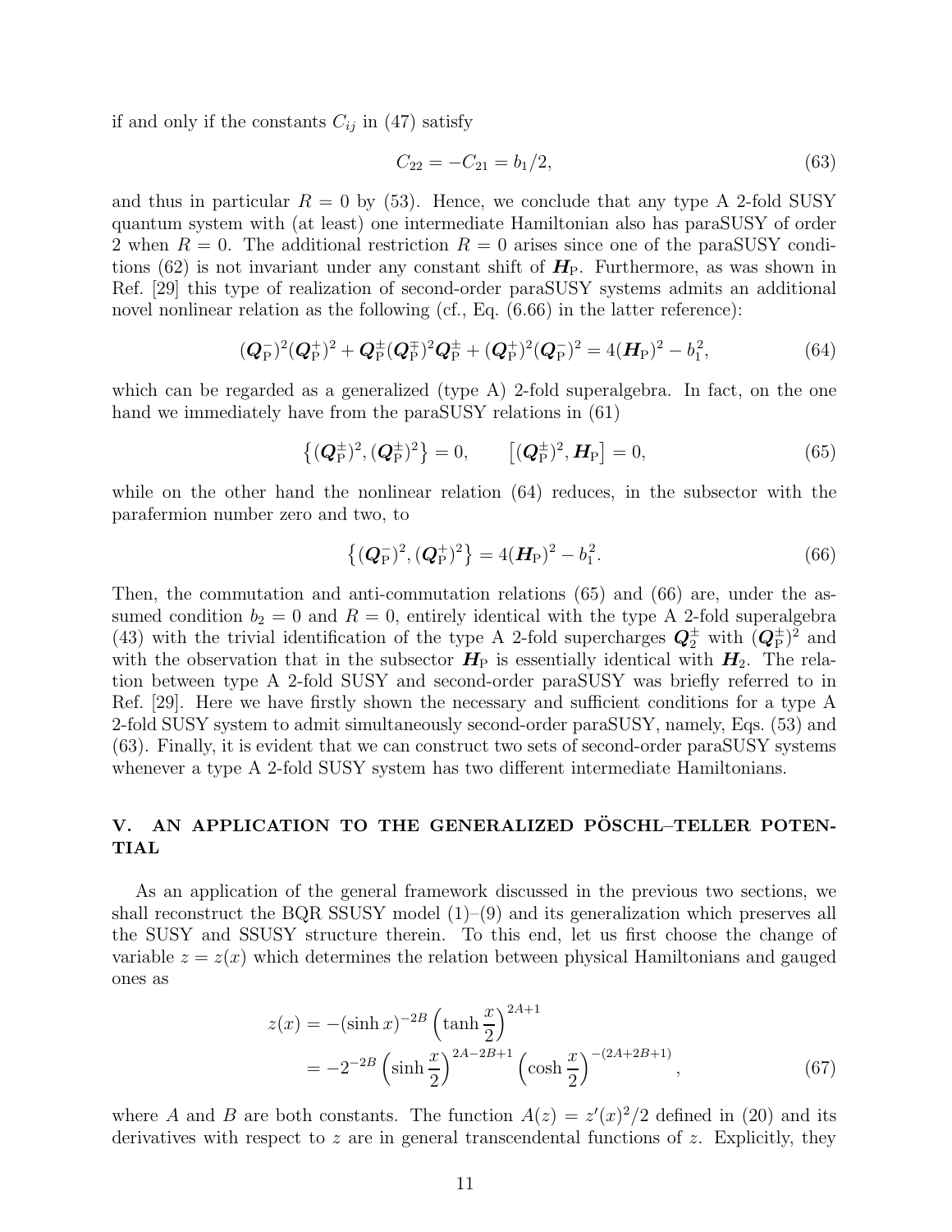if and only if the constants $C_{ij}$ in (47) satisfy

$$C_{22} = -C_{21} = b_1/2, \tag{63}$$

and thus in particular $R = 0$ by (53). Hence, we conclude that any type A 2-fold SUSY quantum system with (at least) one intermediate Hamiltonian also has paraSUSY of order 2 when $R = 0$. The additional restriction $R = 0$ arises since one of the paraSUSY conditions (62) is not invariant under any constant shift of $\boldsymbol{H}_{\mathrm{P}}$. Furthermore, as was shown in Ref. [29] this type of realization of second-order paraSUSY systems admits an additional novel nonlinear relation as the following (cf., Eq. (6.66) in the latter reference):

$$(\boldsymbol{Q}_{\mathrm{P}}^-)^2(\boldsymbol{Q}_{\mathrm{P}}^+)^2 + \boldsymbol{Q}_{\mathrm{P}}^\pm(\boldsymbol{Q}_{\mathrm{P}}^\mp)^2\boldsymbol{Q}_{\mathrm{P}}^\pm + (\boldsymbol{Q}_{\mathrm{P}}^+)^2(\boldsymbol{Q}_{\mathrm{P}}^-)^2 = 4(\boldsymbol{H}_{\mathrm{P}})^2 - b_1^2, \tag{64}$$

which can be regarded as a generalized (type A) 2-fold superalgebra. In fact, on the one hand we immediately have from the paraSUSY relations in (61)

$$\left\{(\boldsymbol{Q}_{\mathrm{P}}^\pm)^2, (\boldsymbol{Q}_{\mathrm{P}}^\pm)^2\right\} = 0, \qquad \left[(\boldsymbol{Q}_{\mathrm{P}}^\pm)^2, \boldsymbol{H}_{\mathrm{P}}\right] = 0, \tag{65}$$

while on the other hand the nonlinear relation (64) reduces, in the subsector with the parafermion number zero and two, to

$$\left\{(\boldsymbol{Q}_{\mathrm{P}}^-)^2, (\boldsymbol{Q}_{\mathrm{P}}^+)^2\right\} = 4(\boldsymbol{H}_{\mathrm{P}})^2 - b_1^2. \tag{66}$$

Then, the commutation and anti-commutation relations (65) and (66) are, under the assumed condition $b_2 = 0$ and $R = 0$, entirely identical with the type A 2-fold superalgebra (43) with the trivial identification of the type A 2-fold supercharges $\boldsymbol{Q}_2^\pm$ with $(\boldsymbol{Q}_{\mathrm{P}}^\pm)^2$ and with the observation that in the subsector $\boldsymbol{H}_{\mathrm{P}}$ is essentially identical with $\boldsymbol{H}_2$. The relation between type A 2-fold SUSY and second-order paraSUSY was briefly referred to in Ref. [29]. Here we have firstly shown the necessary and sufficient conditions for a type A 2-fold SUSY system to admit simultaneously second-order paraSUSY, namely, Eqs. (53) and (63). Finally, it is evident that we can construct two sets of second-order paraSUSY systems whenever a type A 2-fold SUSY system has two different intermediate Hamiltonians.

## V. AN APPLICATION TO THE GENERALIZED PÖSCHL–TELLER POTENTIAL

As an application of the general framework discussed in the previous two sections, we shall reconstruct the BQR SSUSY model (1)–(9) and its generalization which preserves all the SUSY and SSUSY structure therein. To this end, let us first choose the change of variable $z = z(x)$ which determines the relation between physical Hamiltonians and gauged ones as

$$\begin{aligned} z(x) &= -(\sinh x)^{-2B}\left(\tanh\frac{x}{2}\right)^{2A+1} \\ &= -2^{-2B}\left(\sinh\frac{x}{2}\right)^{2A-2B+1}\left(\cosh\frac{x}{2}\right)^{-(2A+2B+1)}, \end{aligned} \tag{67}$$

where $A$ and $B$ are both constants. The function $A(z) = z'(x)^2/2$ defined in (20) and its derivatives with respect to $z$ are in general transcendental functions of $z$. Explicitly, they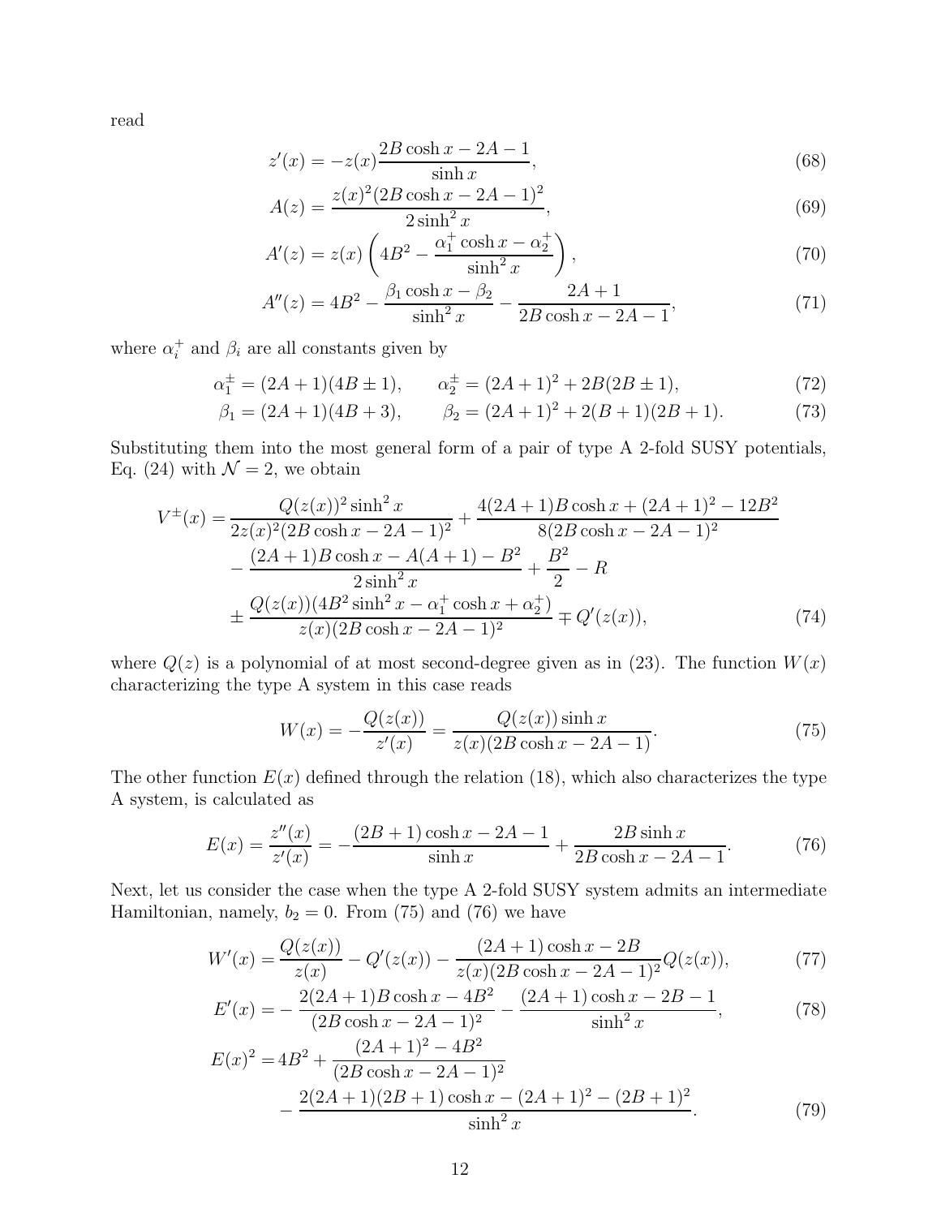read

$$z'(x) = -z(x)\frac{2B\cosh x - 2A - 1}{\sinh x}, \tag{68}$$

$$A(z) = \frac{z(x)^2(2B\cosh x - 2A - 1)^2}{2\sinh^2 x}, \tag{69}$$

$$A'(z) = z(x)\left(4B^2 - \frac{\alpha_1^+ \cosh x - \alpha_2^+}{\sinh^2 x}\right), \tag{70}$$

$$A''(z) = 4B^2 - \frac{\beta_1 \cosh x - \beta_2}{\sinh^2 x} - \frac{2A+1}{2B\cosh x - 2A - 1}, \tag{71}$$

where $\alpha_i^+$ and $\beta_i$ are all constants given by

$$\alpha_1^\pm = (2A+1)(4B \pm 1), \qquad \alpha_2^\pm = (2A+1)^2 + 2B(2B \pm 1), \tag{72}$$

$$\beta_1 = (2A+1)(4B+3), \qquad \beta_2 = (2A+1)^2 + 2(B+1)(2B+1). \tag{73}$$

Substituting them into the most general form of a pair of type A 2-fold SUSY potentials, Eq. (24) with $\mathcal{N} = 2$, we obtain

$$\begin{aligned} V^\pm(x) = {} & \frac{Q(z(x))^2 \sinh^2 x}{2z(x)^2(2B\cosh x - 2A - 1)^2} + \frac{4(2A+1)B\cosh x + (2A+1)^2 - 12B^2}{8(2B\cosh x - 2A - 1)^2} \\ & - \frac{(2A+1)B\cosh x - A(A+1) - B^2}{2\sinh^2 x} + \frac{B^2}{2} - R \\ & \pm \frac{Q(z(x))(4B^2\sinh^2 x - \alpha_1^+ \cosh x + \alpha_2^+)}{z(x)(2B\cosh x - 2A - 1)^2} \mp Q'(z(x)), \end{aligned} \tag{74}$$

where $Q(z)$ is a polynomial of at most second-degree given as in (23). The function $W(x)$ characterizing the type A system in this case reads

$$W(x) = -\frac{Q(z(x))}{z'(x)} = \frac{Q(z(x))\sinh x}{z(x)(2B\cosh x - 2A - 1)}. \tag{75}$$

The other function $E(x)$ defined through the relation (18), which also characterizes the type A system, is calculated as

$$E(x) = \frac{z''(x)}{z'(x)} = -\frac{(2B+1)\cosh x - 2A - 1}{\sinh x} + \frac{2B\sinh x}{2B\cosh x - 2A - 1}. \tag{76}$$

Next, let us consider the case when the type A 2-fold SUSY system admits an intermediate Hamiltonian, namely, $b_2 = 0$. From (75) and (76) we have

$$W'(x) = \frac{Q(z(x))}{z(x)} - Q'(z(x)) - \frac{(2A+1)\cosh x - 2B}{z(x)(2B\cosh x - 2A - 1)^2} Q(z(x)), \tag{77}$$

$$E'(x) = -\frac{2(2A+1)B\cosh x - 4B^2}{(2B\cosh x - 2A - 1)^2} - \frac{(2A+1)\cosh x - 2B - 1}{\sinh^2 x}, \tag{78}$$

$$\begin{aligned} E(x)^2 = {} & 4B^2 + \frac{(2A+1)^2 - 4B^2}{(2B\cosh x - 2A - 1)^2} \\ & - \frac{2(2A+1)(2B+1)\cosh x - (2A+1)^2 - (2B+1)^2}{\sinh^2 x}. \end{aligned} \tag{79}$$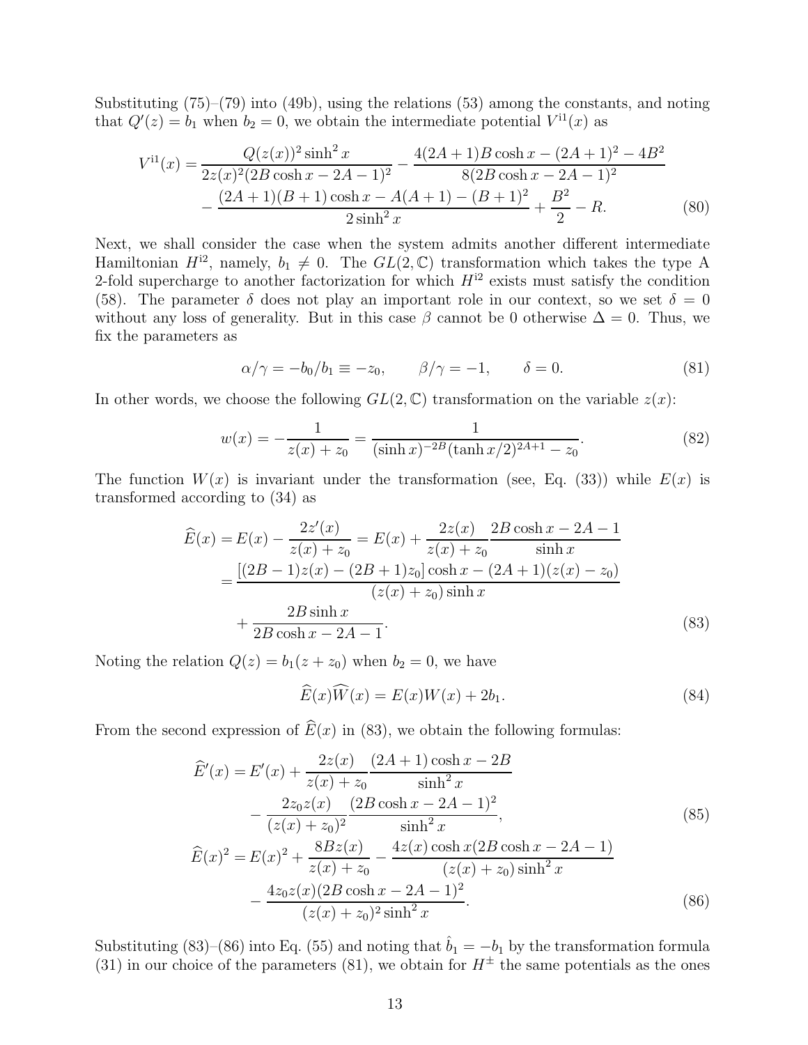Substituting (75)–(79) into (49b), using the relations (53) among the constants, and noting that $Q'(z) = b_1$ when $b_2 = 0$, we obtain the intermediate potential $V^{\text{i}1}(x)$ as

$$
\begin{aligned}
V^{\text{i}1}(x) = &\frac{Q(z(x))^2 \sinh^2 x}{2z(x)^2 (2B\cosh x - 2A - 1)^2} - \frac{4(2A+1)B\cosh x - (2A+1)^2 - 4B^2}{8(2B\cosh x - 2A - 1)^2} \\
&- \frac{(2A+1)(B+1)\cosh x - A(A+1) - (B+1)^2}{2\sinh^2 x} + \frac{B^2}{2} - R.
\end{aligned} \tag{80}
$$

Next, we shall consider the case when the system admits another different intermediate Hamiltonian $H^{\text{i}2}$, namely, $b_1 \neq 0$. The $GL(2,\mathbb{C})$ transformation which takes the type A 2-fold supercharge to another factorization for which $H^{\text{i}2}$ exists must satisfy the condition (58). The parameter $\delta$ does not play an important role in our context, so we set $\delta = 0$ without any loss of generality. But in this case $\beta$ cannot be 0 otherwise $\Delta = 0$. Thus, we fix the parameters as

$$
\alpha/\gamma = -b_0/b_1 \equiv -z_0, \qquad \beta/\gamma = -1, \qquad \delta = 0. \tag{81}
$$

In other words, we choose the following $GL(2,\mathbb{C})$ transformation on the variable $z(x)$:

$$
w(x) = -\frac{1}{z(x) + z_0} = \frac{1}{(\sinh x)^{-2B} (\tanh x/2)^{2A+1} - z_0}. \tag{82}
$$

The function $W(x)$ is invariant under the transformation (see, Eq. (33)) while $E(x)$ is transformed according to (34) as

$$
\begin{aligned}
\widehat{E}(x) &= E(x) - \frac{2z'(x)}{z(x) + z_0} = E(x) + \frac{2z(x)}{z(x) + z_0} \frac{2B\cosh x - 2A - 1}{\sinh x} \\
&= \frac{[(2B-1)z(x) - (2B+1)z_0]\cosh x - (2A+1)(z(x) - z_0)}{(z(x) + z_0)\sinh x} \\
&\quad + \frac{2B\sinh x}{2B\cosh x - 2A - 1}.
\end{aligned} \tag{83}
$$

Noting the relation $Q(z) = b_1(z + z_0)$ when $b_2 = 0$, we have

$$
\widehat{E}(x)\widehat{W}(x) = E(x)W(x) + 2b_1. \tag{84}
$$

From the second expression of $\widehat{E}(x)$ in (83), we obtain the following formulas:

$$
\begin{aligned}
\widehat{E}'(x) = &E'(x) + \frac{2z(x)}{z(x) + z_0} \frac{(2A+1)\cosh x - 2B}{\sinh^2 x} \\
&- \frac{2z_0 z(x)}{(z(x) + z_0)^2} \frac{(2B\cosh x - 2A - 1)^2}{\sinh^2 x},
\end{aligned} \tag{85}
$$

$$
\begin{aligned}
\widehat{E}(x)^2 = &E(x)^2 + \frac{8Bz(x)}{z(x) + z_0} - \frac{4z(x)\cosh x (2B\cosh x - 2A - 1)}{(z(x) + z_0)\sinh^2 x} \\
&- \frac{4z_0 z(x)(2B\cosh x - 2A - 1)^2}{(z(x) + z_0)^2 \sinh^2 x}.
\end{aligned} \tag{86}
$$

Substituting (83)–(86) into Eq. (55) and noting that $\hat{b}_1 = -b_1$ by the transformation formula (31) in our choice of the parameters (81), we obtain for $H^{\pm}$ the same potentials as the ones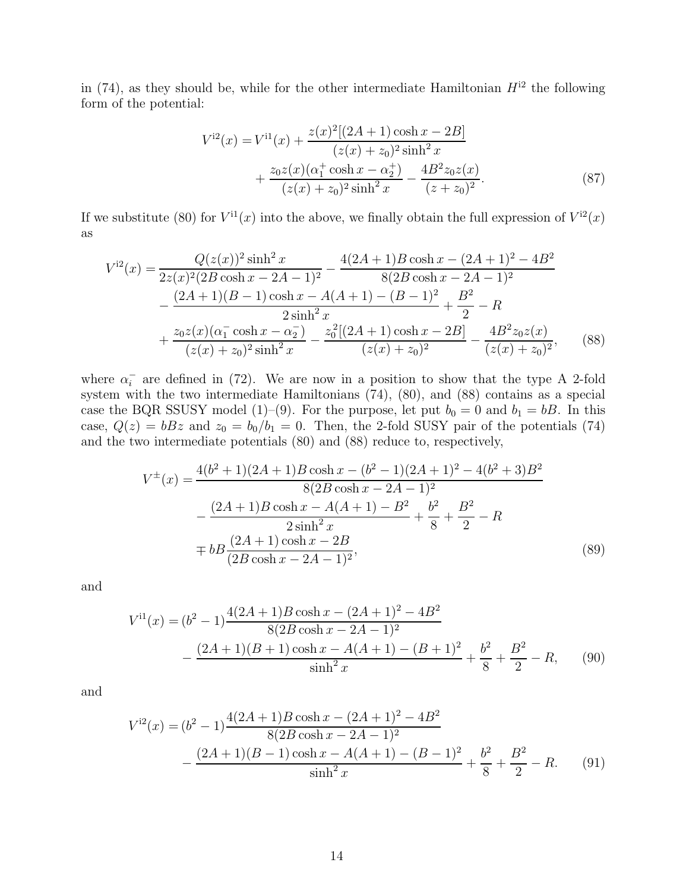in (74), as they should be, while for the other intermediate Hamiltonian $H^{\mathrm{i}2}$ the following form of the potential:

$$
\begin{aligned}
V^{\mathrm{i}2}(x) = & V^{\mathrm{i}1}(x) + \frac{z(x)^2[(2A+1)\cosh x - 2B]}{(z(x)+z_0)^2 \sinh^2 x} \\
& + \frac{z_0 z(x)(\alpha_1^+ \cosh x - \alpha_2^+)}{(z(x)+z_0)^2 \sinh^2 x} - \frac{4B^2 z_0 z(x)}{(z+z_0)^2}.
\end{aligned} \tag{87}
$$

If we substitute (80) for $V^{\mathrm{i}1}(x)$ into the above, we finally obtain the full expression of $V^{\mathrm{i}2}(x)$ as

$$
\begin{aligned}
V^{\mathrm{i}2}(x) = & \frac{Q(z(x))^2 \sinh^2 x}{2z(x)^2(2B\cosh x - 2A - 1)^2} - \frac{4(2A+1)B\cosh x - (2A+1)^2 - 4B^2}{8(2B\cosh x - 2A - 1)^2} \\
& - \frac{(2A+1)(B-1)\cosh x - A(A+1) - (B-1)^2}{2\sinh^2 x} + \frac{B^2}{2} - R \\
& + \frac{z_0 z(x)(\alpha_1^- \cosh x - \alpha_2^-)}{(z(x)+z_0)^2 \sinh^2 x} - \frac{z_0^2[(2A+1)\cosh x - 2B]}{(z(x)+z_0)^2} - \frac{4B^2 z_0 z(x)}{(z(x)+z_0)^2},
\end{aligned} \tag{88}
$$

where $\alpha_i^-$ are defined in (72). We are now in a position to show that the type A 2-fold system with the two intermediate Hamiltonians (74), (80), and (88) contains as a special case the BQR SSUSY model (1)–(9). For the purpose, let put $b_0 = 0$ and $b_1 = bB$. In this case, $Q(z) = bBz$ and $z_0 = b_0/b_1 = 0$. Then, the 2-fold SUSY pair of the potentials (74) and the two intermediate potentials (80) and (88) reduce to, respectively,

$$
\begin{aligned}
V^{\pm}(x) = & \frac{4(b^2+1)(2A+1)B\cosh x - (b^2-1)(2A+1)^2 - 4(b^2+3)B^2}{8(2B\cosh x - 2A - 1)^2} \\
& - \frac{(2A+1)B\cosh x - A(A+1) - B^2}{2\sinh^2 x} + \frac{b^2}{8} + \frac{B^2}{2} - R \\
& \mp bB \frac{(2A+1)\cosh x - 2B}{(2B\cosh x - 2A - 1)^2},
\end{aligned} \tag{89}
$$

and

$$
\begin{aligned}
V^{\mathrm{i}1}(x) = & (b^2-1)\frac{4(2A+1)B\cosh x - (2A+1)^2 - 4B^2}{8(2B\cosh x - 2A - 1)^2} \\
& - \frac{(2A+1)(B+1)\cosh x - A(A+1) - (B+1)^2}{\sinh^2 x} + \frac{b^2}{8} + \frac{B^2}{2} - R,
\end{aligned} \tag{90}
$$

and

$$
\begin{aligned}
V^{\mathrm{i}2}(x) = & (b^2-1)\frac{4(2A+1)B\cosh x - (2A+1)^2 - 4B^2}{8(2B\cosh x - 2A - 1)^2} \\
& - \frac{(2A+1)(B-1)\cosh x - A(A+1) - (B-1)^2}{\sinh^2 x} + \frac{b^2}{8} + \frac{B^2}{2} - R.
\end{aligned} \tag{91}
$$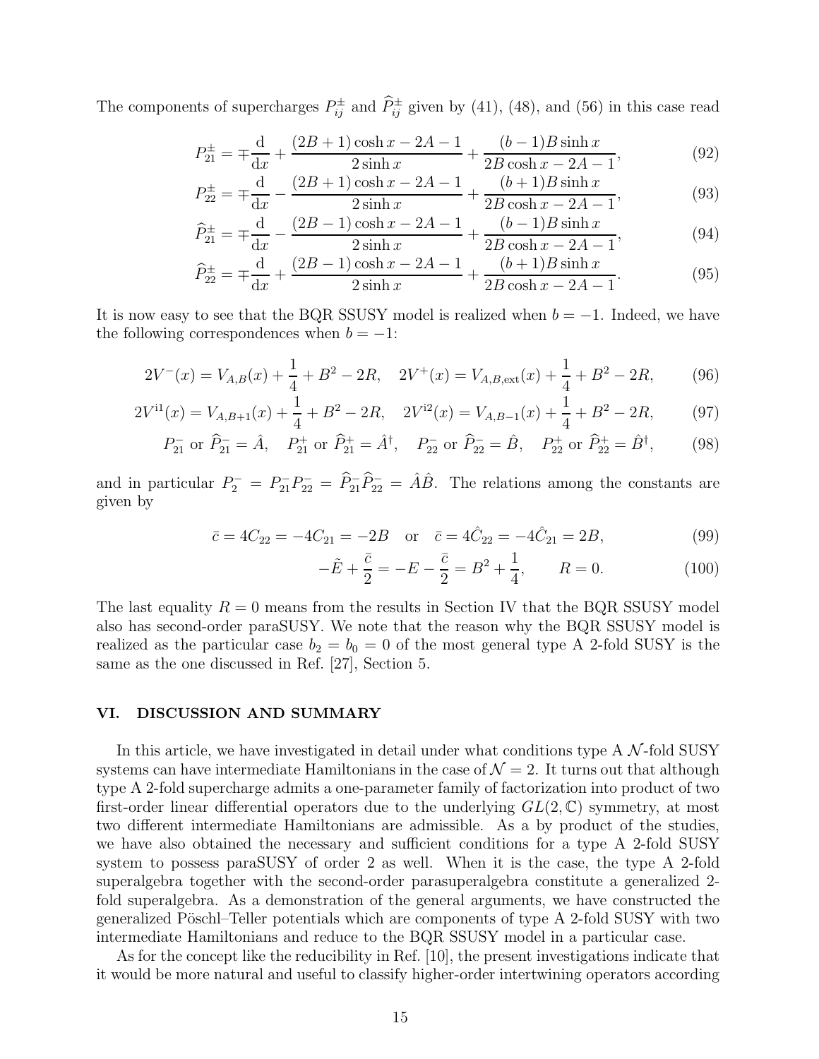The components of supercharges $P^{\pm}_{ij}$ and $\widehat{P}^{\pm}_{ij}$ given by (41), (48), and (56) in this case read

$$P^{\pm}_{21} = \mp \frac{\mathrm{d}}{\mathrm{d}x} + \frac{(2B+1)\cosh x - 2A - 1}{2\sinh x} + \frac{(b-1)B\sinh x}{2B\cosh x - 2A - 1}, \tag{92}$$

$$P^{\pm}_{22} = \mp \frac{\mathrm{d}}{\mathrm{d}x} - \frac{(2B+1)\cosh x - 2A - 1}{2\sinh x} + \frac{(b+1)B\sinh x}{2B\cosh x - 2A - 1}, \tag{93}$$

$$\widehat{P}^{\pm}_{21} = \mp \frac{\mathrm{d}}{\mathrm{d}x} - \frac{(2B-1)\cosh x - 2A - 1}{2\sinh x} + \frac{(b-1)B\sinh x}{2B\cosh x - 2A - 1}, \tag{94}$$

$$\widehat{P}^{\pm}_{22} = \mp \frac{\mathrm{d}}{\mathrm{d}x} + \frac{(2B-1)\cosh x - 2A - 1}{2\sinh x} + \frac{(b+1)B\sinh x}{2B\cosh x - 2A - 1}. \tag{95}$$

It is now easy to see that the BQR SSUSY model is realized when $b = -1$. Indeed, we have the following correspondences when $b = -1$:

$$2V^{-}(x) = V_{A,B}(x) + \frac{1}{4} + B^2 - 2R, \quad 2V^{+}(x) = V_{A,B,\mathrm{ext}}(x) + \frac{1}{4} + B^2 - 2R, \tag{96}$$

$$2V^{\mathrm{i}1}(x) = V_{A,B+1}(x) + \frac{1}{4} + B^2 - 2R, \quad 2V^{\mathrm{i}2}(x) = V_{A,B-1}(x) + \frac{1}{4} + B^2 - 2R, \tag{97}$$

$$P^{-}_{21} \text{ or } \widehat{P}^{-}_{21} = \hat{A}, \quad P^{+}_{21} \text{ or } \widehat{P}^{+}_{21} = \hat{A}^{\dagger}, \quad P^{-}_{22} \text{ or } \widehat{P}^{-}_{22} = \hat{B}, \quad P^{+}_{22} \text{ or } \widehat{P}^{+}_{22} = \hat{B}^{\dagger}, \tag{98}$$

and in particular $P^{-}_{2} = P^{-}_{21}P^{-}_{22} = \widehat{P}^{-}_{21}\widehat{P}^{-}_{22} = \hat{A}\hat{B}$. The relations among the constants are given by

$$\bar{c} = 4C_{22} = -4C_{21} = -2B \quad \text{or} \quad \bar{c} = 4\hat{C}_{22} = -4\hat{C}_{21} = 2B, \tag{99}$$

$$-\tilde{E} + \frac{\bar{c}}{2} = -E - \frac{\bar{c}}{2} = B^2 + \frac{1}{4}, \qquad R = 0. \tag{100}$$

The last equality $R = 0$ means from the results in Section IV that the BQR SSUSY model also has second-order paraSUSY. We note that the reason why the BQR SSUSY model is realized as the particular case $b_2 = b_0 = 0$ of the most general type A 2-fold SUSY is the same as the one discussed in Ref. [27], Section 5.

## VI. DISCUSSION AND SUMMARY

In this article, we have investigated in detail under what conditions type A $\mathcal{N}$-fold SUSY systems can have intermediate Hamiltonians in the case of $\mathcal{N} = 2$. It turns out that although type A 2-fold supercharge admits a one-parameter family of factorization into product of two first-order linear differential operators due to the underlying $GL(2, \mathbb{C})$ symmetry, at most two different intermediate Hamiltonians are admissible. As a by product of the studies, we have also obtained the necessary and sufficient conditions for a type A 2-fold SUSY system to possess paraSUSY of order 2 as well. When it is the case, the type A 2-fold superalgebra together with the second-order parasuperalgebra constitute a generalized 2-fold superalgebra. As a demonstration of the general arguments, we have constructed the generalized Pöschl–Teller potentials which are components of type A 2-fold SUSY with two intermediate Hamiltonians and reduce to the BQR SSUSY model in a particular case.

As for the concept like the reducibility in Ref. [10], the present investigations indicate that it would be more natural and useful to classify higher-order intertwining operators according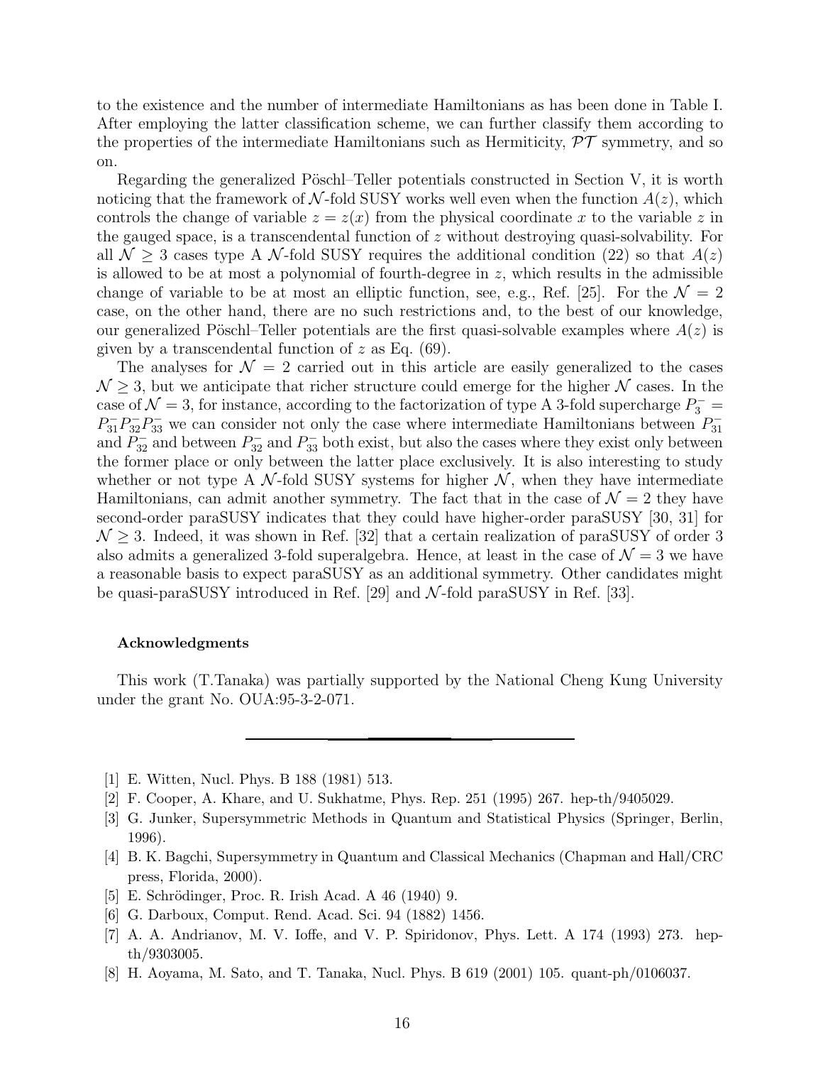to the existence and the number of intermediate Hamiltonians as has been done in Table I. After employing the latter classification scheme, we can further classify them according to the properties of the intermediate Hamiltonians such as Hermiticity, $\mathcal{PT}$ symmetry, and so on.

Regarding the generalized Pöschl–Teller potentials constructed in Section V, it is worth noticing that the framework of $\mathcal{N}$-fold SUSY works well even when the function $A(z)$, which controls the change of variable $z = z(x)$ from the physical coordinate $x$ to the variable $z$ in the gauged space, is a transcendental function of $z$ without destroying quasi-solvability. For all $\mathcal{N} \geq 3$ cases type A $\mathcal{N}$-fold SUSY requires the additional condition (22) so that $A(z)$ is allowed to be at most a polynomial of fourth-degree in $z$, which results in the admissible change of variable to be at most an elliptic function, see, e.g., Ref. [25]. For the $\mathcal{N} = 2$ case, on the other hand, there are no such restrictions and, to the best of our knowledge, our generalized Pöschl–Teller potentials are the first quasi-solvable examples where $A(z)$ is given by a transcendental function of $z$ as Eq. (69).

The analyses for $\mathcal{N} = 2$ carried out in this article are easily generalized to the cases $\mathcal{N} \geq 3$, but we anticipate that richer structure could emerge for the higher $\mathcal{N}$ cases. In the case of $\mathcal{N} = 3$, for instance, according to the factorization of type A 3-fold supercharge $P_3^- = P_{31}^- P_{32}^- P_{33}^-$ we can consider not only the case where intermediate Hamiltonians between $P_{31}^-$ and $P_{32}^-$ and between $P_{32}^-$ and $P_{33}^-$ both exist, but also the cases where they exist only between the former place or only between the latter place exclusively. It is also interesting to study whether or not type A $\mathcal{N}$-fold SUSY systems for higher $\mathcal{N}$, when they have intermediate Hamiltonians, can admit another symmetry. The fact that in the case of $\mathcal{N} = 2$ they have second-order paraSUSY indicates that they could have higher-order paraSUSY [30, 31] for $\mathcal{N} \geq 3$. Indeed, it was shown in Ref. [32] that a certain realization of paraSUSY of order 3 also admits a generalized 3-fold superalgebra. Hence, at least in the case of $\mathcal{N} = 3$ we have a reasonable basis to expect paraSUSY as an additional symmetry. Other candidates might be quasi-paraSUSY introduced in Ref. [29] and $\mathcal{N}$-fold paraSUSY in Ref. [33].

### Acknowledgments

This work (T.Tanaka) was partially supported by the National Cheng Kung University under the grant No. OUA:95-3-2-071.

---

[1] E. Witten, Nucl. Phys. B 188 (1981) 513.

[2] F. Cooper, A. Khare, and U. Sukhatme, Phys. Rep. 251 (1995) 267. hep-th/9405029.

[3] G. Junker, Supersymmetric Methods in Quantum and Statistical Physics (Springer, Berlin, 1996).

[4] B. K. Bagchi, Supersymmetry in Quantum and Classical Mechanics (Chapman and Hall/CRC press, Florida, 2000).

[5] E. Schrödinger, Proc. R. Irish Acad. A 46 (1940) 9.

[6] G. Darboux, Comput. Rend. Acad. Sci. 94 (1882) 1456.

[7] A. A. Andrianov, M. V. Ioffe, and V. P. Spiridonov, Phys. Lett. A 174 (1993) 273. hep-th/9303005.

[8] H. Aoyama, M. Sato, and T. Tanaka, Nucl. Phys. B 619 (2001) 105. quant-ph/0106037.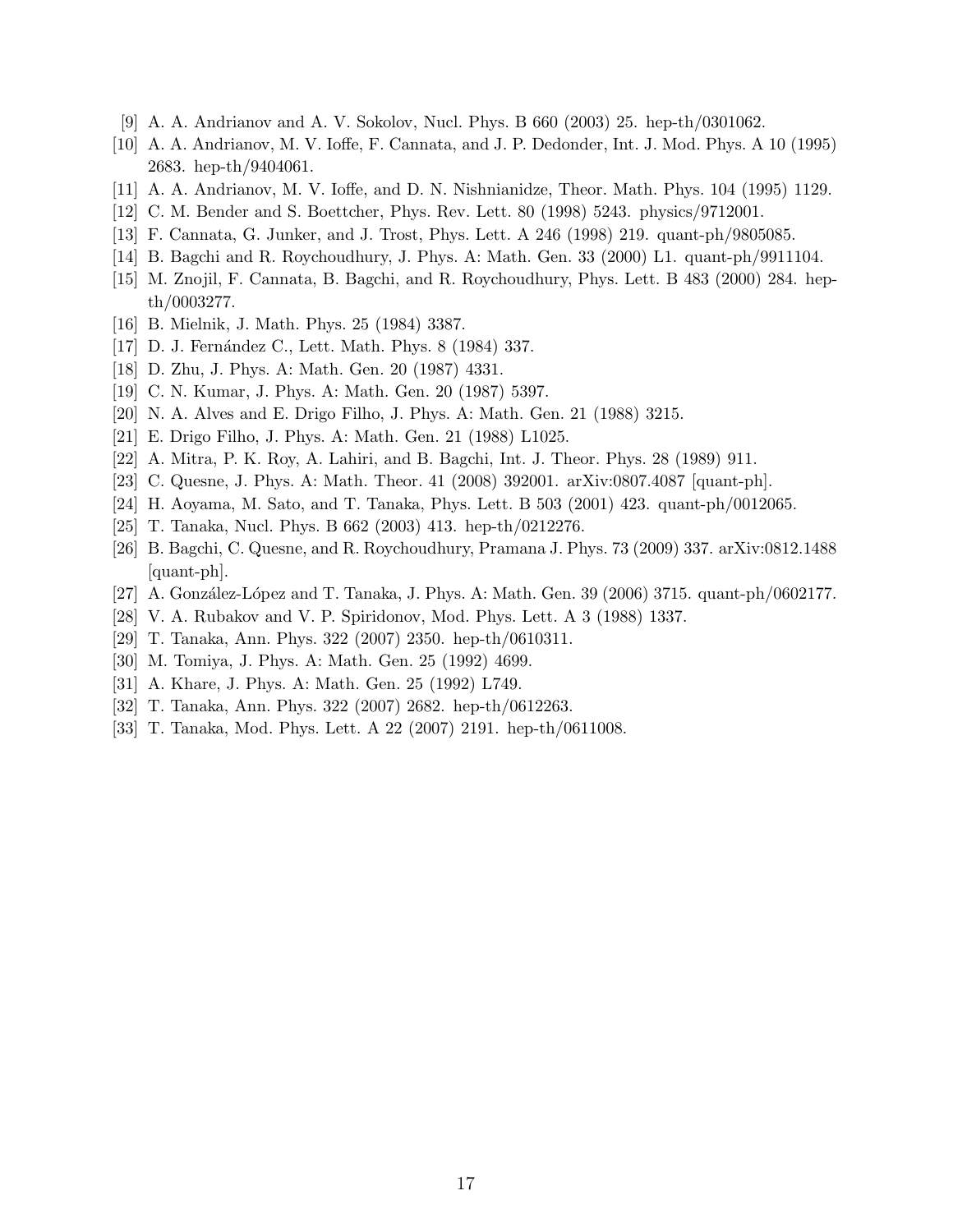[9] A. A. Andrianov and A. V. Sokolov, Nucl. Phys. B 660 (2003) 25. hep-th/0301062.

[10] A. A. Andrianov, M. V. Ioffe, F. Cannata, and J. P. Dedonder, Int. J. Mod. Phys. A 10 (1995) 2683. hep-th/9404061.

[11] A. A. Andrianov, M. V. Ioffe, and D. N. Nishnianidze, Theor. Math. Phys. 104 (1995) 1129.

[12] C. M. Bender and S. Boettcher, Phys. Rev. Lett. 80 (1998) 5243. physics/9712001.

[13] F. Cannata, G. Junker, and J. Trost, Phys. Lett. A 246 (1998) 219. quant-ph/9805085.

[14] B. Bagchi and R. Roychoudhury, J. Phys. A: Math. Gen. 33 (2000) L1. quant-ph/9911104.

[15] M. Znojil, F. Cannata, B. Bagchi, and R. Roychoudhury, Phys. Lett. B 483 (2000) 284. hep-th/0003277.

[16] B. Mielnik, J. Math. Phys. 25 (1984) 3387.

[17] D. J. Fernández C., Lett. Math. Phys. 8 (1984) 337.

[18] D. Zhu, J. Phys. A: Math. Gen. 20 (1987) 4331.

[19] C. N. Kumar, J. Phys. A: Math. Gen. 20 (1987) 5397.

[20] N. A. Alves and E. Drigo Filho, J. Phys. A: Math. Gen. 21 (1988) 3215.

[21] E. Drigo Filho, J. Phys. A: Math. Gen. 21 (1988) L1025.

[22] A. Mitra, P. K. Roy, A. Lahiri, and B. Bagchi, Int. J. Theor. Phys. 28 (1989) 911.

[23] C. Quesne, J. Phys. A: Math. Theor. 41 (2008) 392001. arXiv:0807.4087 [quant-ph].

[24] H. Aoyama, M. Sato, and T. Tanaka, Phys. Lett. B 503 (2001) 423. quant-ph/0012065.

[25] T. Tanaka, Nucl. Phys. B 662 (2003) 413. hep-th/0212276.

[26] B. Bagchi, C. Quesne, and R. Roychoudhury, Pramana J. Phys. 73 (2009) 337. arXiv:0812.1488 [quant-ph].

[27] A. González-López and T. Tanaka, J. Phys. A: Math. Gen. 39 (2006) 3715. quant-ph/0602177.

[28] V. A. Rubakov and V. P. Spiridonov, Mod. Phys. Lett. A 3 (1988) 1337.

[29] T. Tanaka, Ann. Phys. 322 (2007) 2350. hep-th/0610311.

[30] M. Tomiya, J. Phys. A: Math. Gen. 25 (1992) 4699.

[31] A. Khare, J. Phys. A: Math. Gen. 25 (1992) L749.

[32] T. Tanaka, Ann. Phys. 322 (2007) 2682. hep-th/0612263.

[33] T. Tanaka, Mod. Phys. Lett. A 22 (2007) 2191. hep-th/0611008.